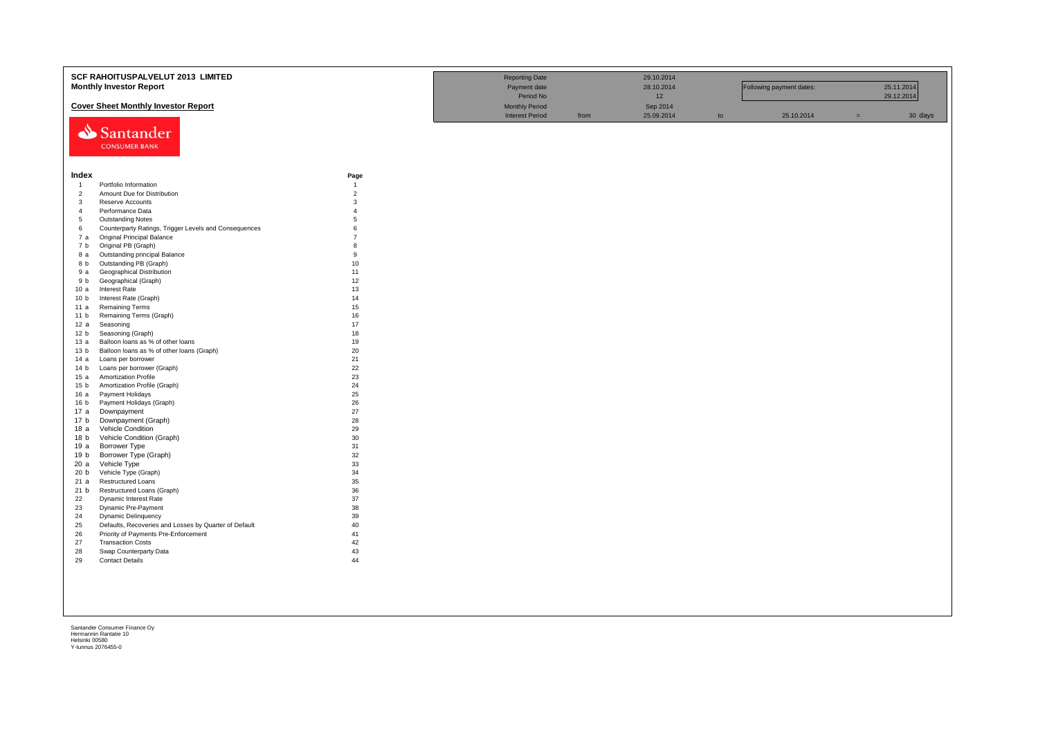# SCF RAHOITUSPALVELUT 2013 LIMITED

## Monthly Investor Report

### Cover Sheet Monthly Investor Report

| | | | | | | | |
|---|---|---|---|---|---|---|---|
| Reporting Date | | 29.10.2014 | | | | | |
| Payment date | | 28.10.2014 | | Following payment dates: | | 25.11.2014 | |
| Period No | | 12 | | | | 29.12.2014 | |
| Monthly Period | | Sep 2014 | | | | | |
| Interest Period | from | 25.09.2014 | to | 25.10.2014 | = | 30 | days |

Santander CONSUMER BANK

| Index | | Page |
|---|---|---|
| 1 | Portfolio Information | 1 |
| 2 | Amount Due for Distribution | 2 |
| 3 | Reserve Accounts | 3 |
| 4 | Performance Data | 4 |
| 5 | Outstanding Notes | 5 |
| 6 | Counterparty Ratings, Trigger Levels and Consequences | 6 |
| 7 a | Original Principal Balance | 7 |
| 7 b | Original PB (Graph) | 8 |
| 8 a | Outstanding principal Balance | 9 |
| 8 b | Outstanding PB (Graph) | 10 |
| 9 a | Geographical Distribution | 11 |
| 9 b | Geographical (Graph) | 12 |
| 10 a | Interest Rate | 13 |
| 10 b | Interest Rate (Graph) | 14 |
| 11 a | Remaining Terms | 15 |
| 11 b | Remaining Terms (Graph) | 16 |
| 12 a | Seasoning | 17 |
| 12 b | Seasoning (Graph) | 18 |
| 13 a | Balloon loans as % of other loans | 19 |
| 13 b | Balloon loans as % of other loans (Graph) | 20 |
| 14 a | Loans per borrower | 21 |
| 14 b | Loans per borrower (Graph) | 22 |
| 15 a | Amortization Profile | 23 |
| 15 b | Amortization Profile (Graph) | 24 |
| 16 a | Payment Holidays | 25 |
| 16 b | Payment Holidays (Graph) | 26 |
| 17 a | Downpayment | 27 |
| 17 b | Downpayment (Graph) | 28 |
| 18 a | Vehicle Condition | 29 |
| 18 b | Vehicle Condition (Graph) | 30 |
| 19 a | Borrower Type | 31 |
| 19 b | Borrower Type (Graph) | 32 |
| 20 a | Vehicle Type | 33 |
| 20 b | Vehicle Type (Graph) | 34 |
| 21 a | Restructured Loans | 35 |
| 21 b | Restructured Loans (Graph) | 36 |
| 22 | Dynamic Interest Rate | 37 |
| 23 | Dynamic Pre-Payment | 38 |
| 24 | Dynamic Delinquency | 39 |
| 25 | Defaults, Recoveries and Losses by Quarter of Default | 40 |
| 26 | Priority of Payments Pre-Enforcement | 41 |
| 27 | Transaction Costs | 42 |
| 28 | Swap Counterparty Data | 43 |
| 29 | Contact Details | 44 |

Santander Consumer Finance Oy
Hermannin Rantatie 10
Helsinki 00580
Y-tunnus 2076455-0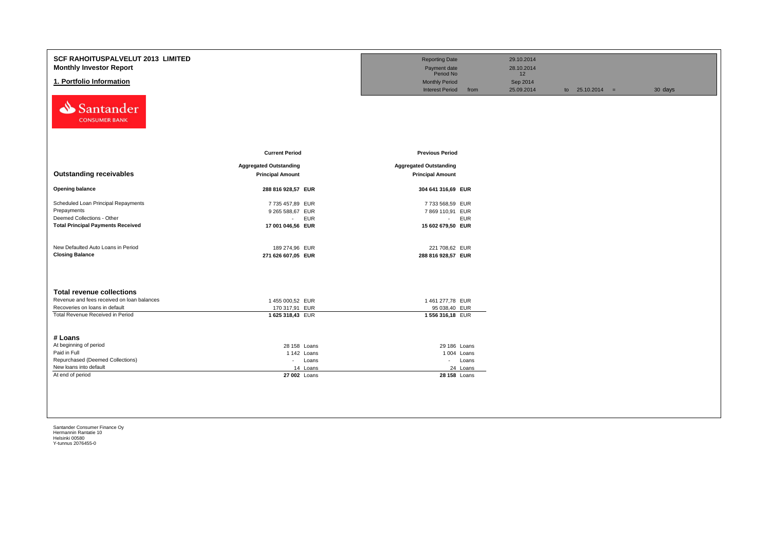# SCF RAHOITUSPALVELUT 2013 LIMITED
## Monthly Investor Report
## 1. Portfolio Information

| | | | | | |
|---|---|---|---|---|---|
| Reporting Date | | 29.10.2014 | | | |
| Payment date | | 28.10.2014 | | | |
| Period No | | 12 | | | |
| Monthly Period | | Sep 2014 | | | |
| Interest Period | from | 25.09.2014 | to | 25.10.2014 = | 30 days |

| | Current Period | | Previous Period | |
|---|---|---|---|---|
| **Outstanding receivables** | **Aggregated Outstanding Principal Amount** | | **Aggregated Outstanding Principal Amount** | |
| **Opening balance** | **288 816 928,57** | **EUR** | **304 641 316,69** | **EUR** |
| Scheduled Loan Principal Repayments | 7 735 457,89 | EUR | 7 733 568,59 | EUR |
| Prepayments | 9 265 588,67 | EUR | 7 869 110,91 | EUR |
| Deemed Collections - Other | - | EUR | - | EUR |
| **Total Principal Payments Received** | **17 001 046,56** | **EUR** | **15 602 679,50** | **EUR** |
| New Defaulted Auto Loans in Period | 189 274,96 | EUR | 221 708,62 | EUR |
| **Closing Balance** | **271 626 607,05** | **EUR** | **288 816 928,57** | **EUR** |

| **Total revenue collections** | | | | |
|---|---|---|---|---|
| Revenue and fees received on loan balances | 1 455 000,52 | EUR | 1 461 277,78 | EUR |
| Recoveries on loans in default | 170 317,91 | EUR | 95 038,40 | EUR |
| Total Revenue Received in Period | **1 625 318,43** | EUR | **1 556 316,18** | EUR |

| **# Loans** | | | | |
|---|---|---|---|---|
| At beginning of period | 28 158 | Loans | 29 186 | Loans |
| Paid in Full | 1 142 | Loans | 1 004 | Loans |
| Repurchased (Deemed Collections) | - | Loans | - | Loans |
| New loans into default | 14 | Loans | 24 | Loans |
| At end of period | **27 002** | Loans | **28 158** | Loans |

Santander Consumer Finance Oy
Hermannin Rantatie 10
Helsinki 00580
Y-tunnus 2076455-0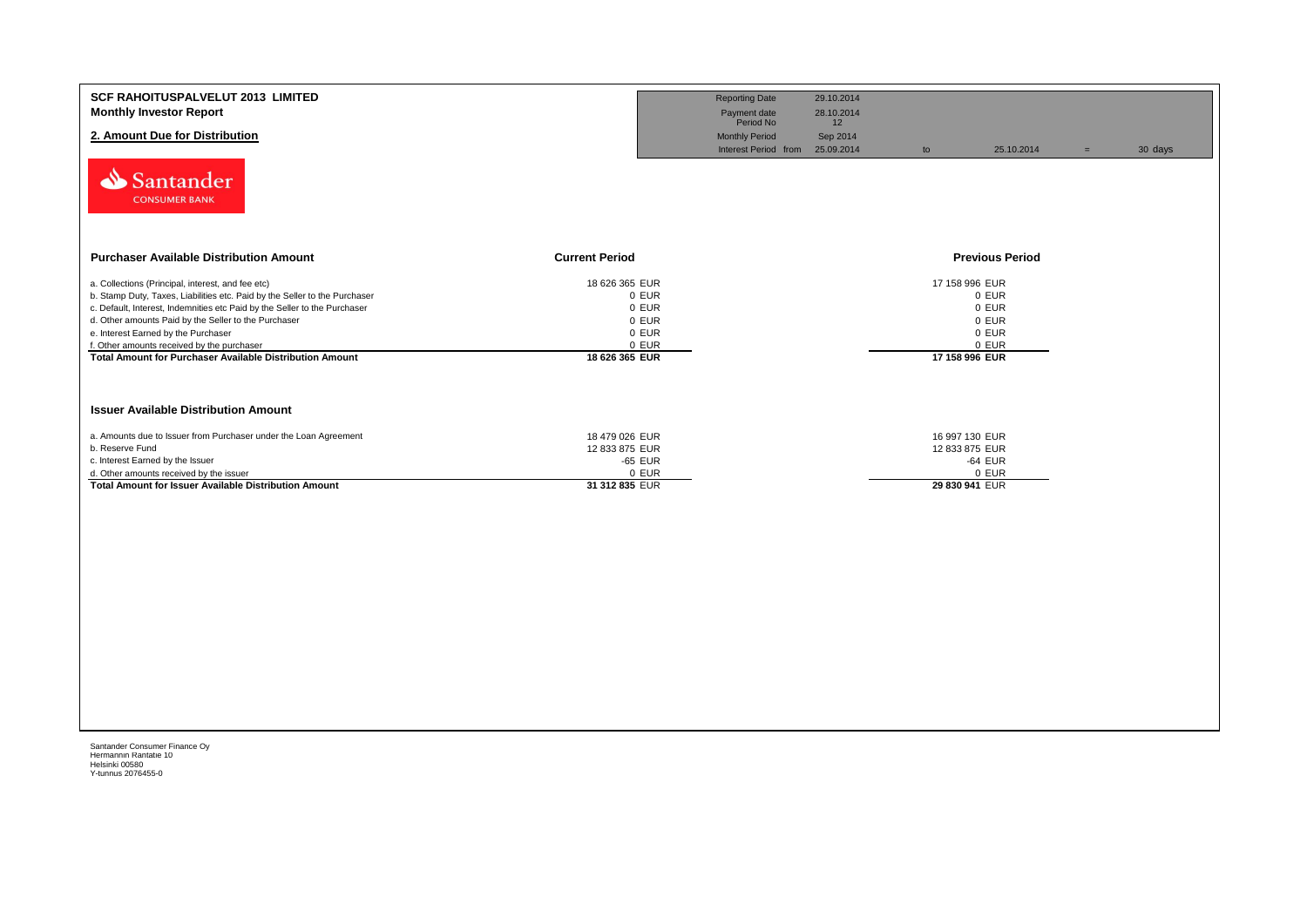**SCF RAHOITUSPALVELUT 2013 LIMITED**
**Monthly Investor Report**

## 2. Amount Due for Distribution

| | | | | | |
|---|---|---|---|---|---|
| Reporting Date | 29.10.2014 | | | | |
| Payment date | 28.10.2014 | | | | |
| Period No | 12 | | | | |
| Monthly Period | Sep 2014 | | | | |
| Interest Period from | 25.09.2014 | to | 25.10.2014 | = | 30 days |

Santander CONSUMER BANK

| **Purchaser Available Distribution Amount** | **Current Period** | **Previous Period** |
|---|---|---|
| a. Collections (Principal, interest, and fee etc) | 18 626 365 EUR | 17 158 996 EUR |
| b. Stamp Duty, Taxes, Liabilities etc. Paid by the Seller to the Purchaser | 0 EUR | 0 EUR |
| c. Default, Interest, Indemnities etc Paid by the Seller to the Purchaser | 0 EUR | 0 EUR |
| d. Other amounts Paid by the Seller to the Purchaser | 0 EUR | 0 EUR |
| e. Interest Earned by the Purchaser | 0 EUR | 0 EUR |
| f. Other amounts received by the purchaser | 0 EUR | 0 EUR |
| **Total Amount for Purchaser Available Distribution Amount** | **18 626 365 EUR** | **17 158 996 EUR** |

| **Issuer Available Distribution Amount** | | |
|---|---|---|
| a. Amounts due to Issuer from Purchaser under the Loan Agreement | 18 479 026 EUR | 16 997 130 EUR |
| b. Reserve Fund | 12 833 875 EUR | 12 833 875 EUR |
| c. Interest Earned by the Issuer | -65 EUR | -64 EUR |
| d. Other amounts received by the issuer | 0 EUR | 0 EUR |
| **Total Amount for Issuer Available Distribution Amount** | **31 312 835** EUR | **29 830 941** EUR |

Santander Consumer Finance Oy
Hermannin Rantatie 10
Helsinki 00580
Y-tunnus 2076455-0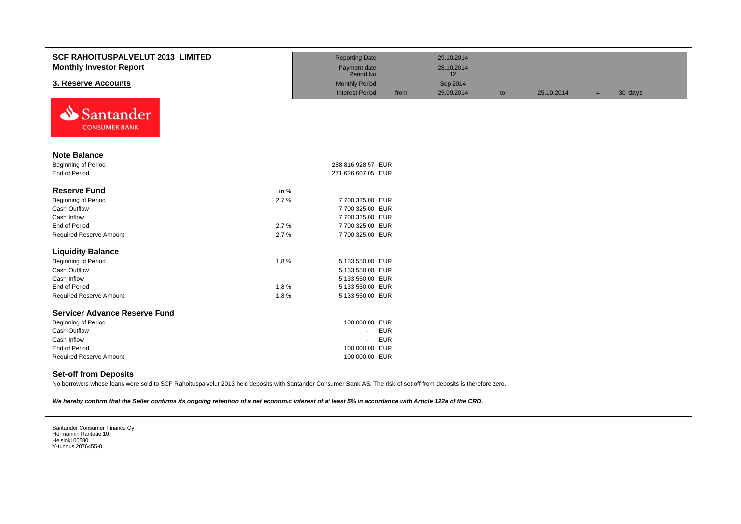# SCF RAHOITUSPALVELUT 2013 LIMITED
## Monthly Investor Report

## 3. Reserve Accounts

| | | | | | | |
|---|---|---|---|---|---|---|
| Reporting Date | | 29.10.2014 | | | | |
| Payment date | | 28.10.2014 | | | | |
| Period No | | 12 | | | | |
| Monthly Period | | Sep 2014 | | | | |
| Interest Period | from | 25.09.2014 | to | 25.10.2014 | = | 30 days |

Santander CONSUMER BANK

### Note Balance

| | | |
|---|---|---|
| Beginning of Period | | 288 816 928,57 EUR |
| End of Period | | 271 626 607,05 EUR |

### Reserve Fund

| | in % | |
|---|---|---|
| Beginning of Period | 2,7 % | 7 700 325,00 EUR |
| Cash Outflow | | 7 700 325,00 EUR |
| Cash Inflow | | 7 700 325,00 EUR |
| End of Period | 2,7 % | 7 700 325,00 EUR |
| Required Reserve Amount | 2,7 % | 7 700 325,00 EUR |

### Liquidity Balance

| | | |
|---|---|---|
| Beginning of Period | 1,8 % | 5 133 550,00 EUR |
| Cash Outflow | | 5 133 550,00 EUR |
| Cash Inflow | | 5 133 550,00 EUR |
| End of Period | 1,8 % | 5 133 550,00 EUR |
| Required Reserve Amount | 1,8 % | 5 133 550,00 EUR |

### Servicer Advance Reserve Fund

| | |
|---|---|
| Beginning of Period | 100 000,00 EUR |
| Cash Outflow | - EUR |
| Cash Inflow | - EUR |
| End of Period | 100 000,00 EUR |
| Required Reserve Amount | 100 000,00 EUR |

### Set-off from Deposits

No borrowers whose loans were sold to SCF Rahoituspalvelut 2013 held deposits with Santander Consumer Bank AS. The risk of set-off from deposits is therefore zero.

***We hereby confirm that the Seller confirms its ongoing retention of a net economic interest of at least 5% in accordance with Article 122a of the CRD.***

Santander Consumer Finance Oy
Hermannin Rantatie 10
Helsinki 00580
Y-tunnus 2076455-0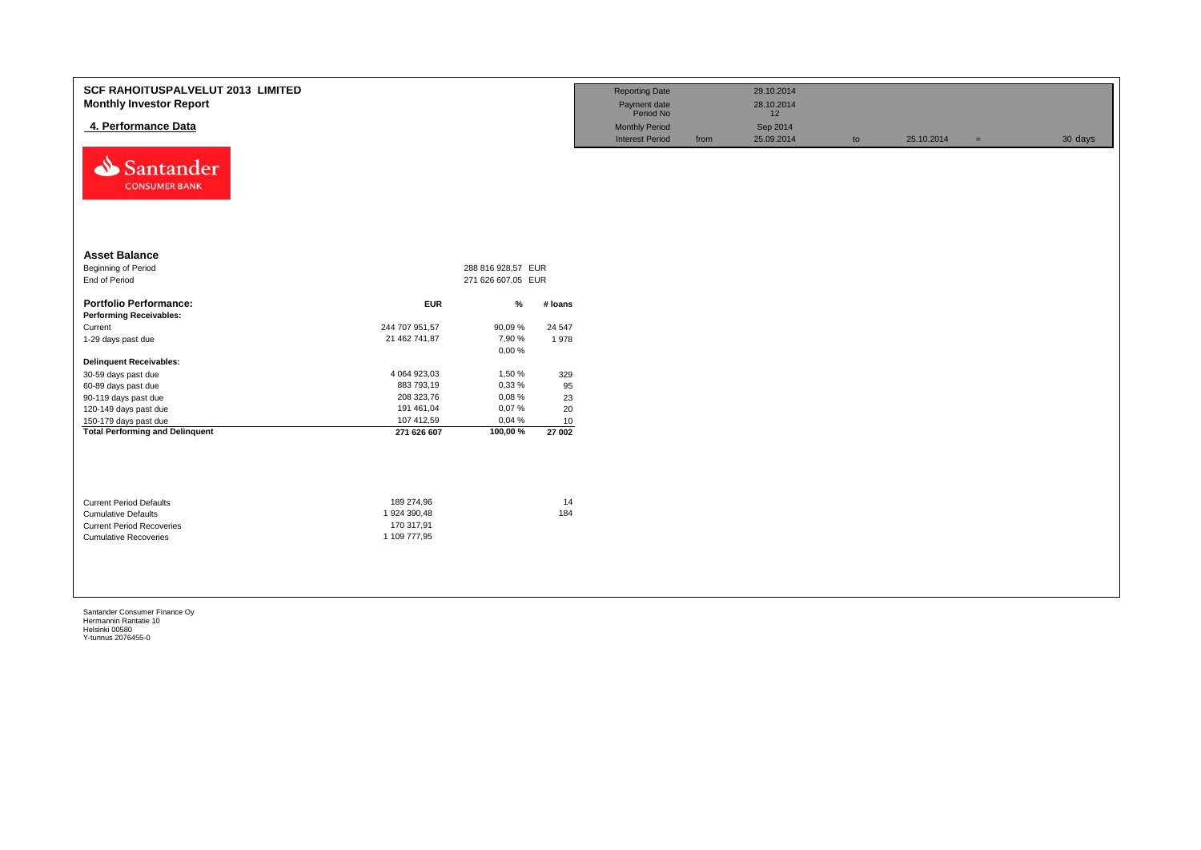# SCF RAHOITUSPALVELUT 2013 LIMITED

## Monthly Investor Report

### 4. Performance Data

| | | | | | |
|---|---|---|---|---|---|
| Reporting Date | | 29.10.2014 | | | |
| Payment date | | 28.10.2014 | | | |
| Period No | | 12 | | | |
| Monthly Period | | Sep 2014 | | | |
| Interest Period | from | 25.09.2014 | to | 25.10.2014 | = 30 days |

Santander CONSUMER BANK

## Asset Balance

| | | |
|---|---|---|
| Beginning of Period | 288 816 928,57 | EUR |
| End of Period | 271 626 607,05 | EUR |

| Portfolio Performance: | EUR | % | # loans |
|---|---|---|---|
| **Performing Receivables:** | | | |
| Current | 244 707 951,57 | 90,09 % | 24 547 |
| 1-29 days past due | 21 462 741,87 | 7,90 % | 1 978 |
| | | 0,00 % | |
| **Delinquent Receivables:** | | | |
| 30-59 days past due | 4 064 923,03 | 1,50 % | 329 |
| 60-89 days past due | 883 793,19 | 0,33 % | 95 |
| 90-119 days past due | 208 323,76 | 0,08 % | 23 |
| 120-149 days past due | 191 461,04 | 0,07 % | 20 |
| 150-179 days past due | 107 412,59 | 0,04 % | 10 |
| **Total Performing and Delinquent** | **271 626 607** | **100,00 %** | **27 002** |

| | | |
|---|---|---|
| Current Period Defaults | 189 274,96 | 14 |
| Cumulative Defaults | 1 924 390,48 | 184 |
| Current Period Recoveries | 170 317,91 | |
| Cumulative Recoveries | 1 109 777,95 | |

Santander Consumer Finance Oy
Hermannin Rantatie 10
Helsinki 00580
Y-tunnus 2076455-0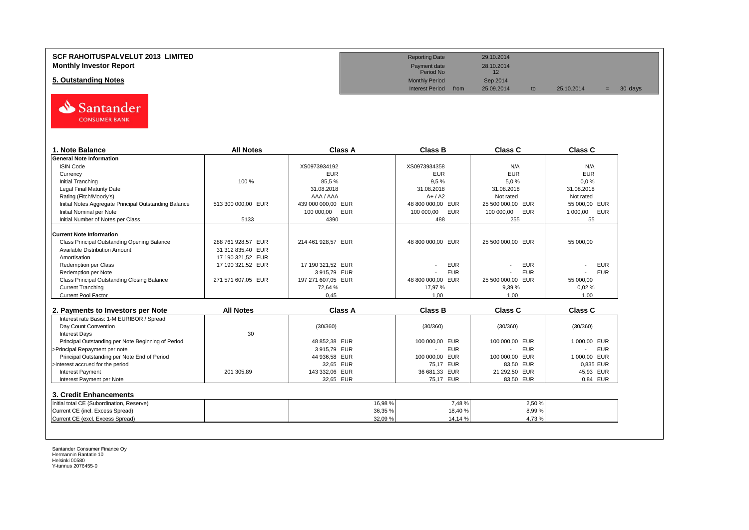**SCF RAHOITUSPALVELUT 2013 LIMITED**
**Monthly Investor Report**

**5. Outstanding Notes**

| | | | | | |
|---|---|---|---|---|---|
| Reporting Date | | 29.10.2014 | | | |
| Payment date | | 28.10.2014 | | | |
| Period No | | 12 | | | |
| Monthly Period | | Sep 2014 | | | |
| Interest Period | from | 25.09.2014 | to | 25.10.2014 | = 30 days |

| 1. Note Balance | All Notes | Class A | Class B | Class C | Class C |
|---|---|---|---|---|---|
| **General Note Information** | | | | | |
| ISIN Code | | XS0973934192 | XS0973934358 | N/A | N/A |
| Currency | | EUR | EUR | EUR | EUR |
| Initial Tranching | 100 % | 85,5 % | 9,5 % | 5,0 % | 0,0 % |
| Legal Final Maturity Date | | 31.08.2018 | 31.08.2018 | 31.08.2018 | 31.08.2018 |
| Rating (Fitch/Moody's) | | AAA / AAA | A+ / A2 | Not rated | Not rated |
| Initial Notes Aggregate Principal Outstanding Balance | 513 300 000,00 EUR | 439 000 000,00 EUR | 48 800 000,00 EUR | 25 500 000,00 EUR | 55 000,00 EUR |
| Initial Nominal per Note | | 100 000,00 EUR | 100 000,00 EUR | 100 000,00 EUR | 1 000,00 EUR |
| Initial Number of Notes per Class | 5133 | 4390 | 488 | 255 | 55 |
| **Current Note Information** | | | | | |
| Class Principal Outstanding Opening Balance | 288 761 928,57 EUR | 214 461 928,57 EUR | 48 800 000,00 EUR | 25 500 000,00 EUR | 55 000,00 |
| Available Distribution Amount | 31 312 835,40 EUR | | | | |
| Amortisation | 17 190 321,52 EUR | | | | |
| Redemption per Class | 17 190 321,52 EUR | 17 190 321,52 EUR | - EUR | - EUR | - EUR |
| Redemption per Note | | 3 915,79 EUR | - EUR | - EUR | - EUR |
| Class Principal Outstanding Closing Balance | 271 571 607,05 EUR | 197 271 607,05 EUR | 48 800 000,00 EUR | 25 500 000,00 EUR | 55 000,00 |
| Current Tranching | | 72,64 % | 17,97 % | 9,39 % | 0,02 % |
| Current Pool Factor | | 0,45 | 1,00 | 1,00 | 1,00 |

| 2. Payments to Investors per Note | All Notes | Class A | Class B | Class C | Class C |
|---|---|---|---|---|---|
| Interest rate Basis: 1-M EURIBOR / Spread | | | | | |
| Day Count Convention | | (30/360) | (30/360) | (30/360) | (30/360) |
| Interest Days | 30 | | | | |
| Principal Outstanding per Note Beginning of Period | | 48 852,38 EUR | 100 000,00 EUR | 100 000,00 EUR | 1 000,00 EUR |
| >Principal Repayment per note | | 3 915,79 EUR | - EUR | - EUR | - EUR |
| Principal Outstanding per Note End of Period | | 44 936,58 EUR | 100 000,00 EUR | 100 000,00 EUR | 1 000,00 EUR |
| >Interest accrued for the period | | 32,65 EUR | 75,17 EUR | 83,50 EUR | 0,835 EUR |
| Interest Payment | 201 305,89 | 143 332,06 EUR | 36 681,33 EUR | 21 292,50 EUR | 45,93 EUR |
| Interest Payment per Note | | 32,65 EUR | 75,17 EUR | 83,50 EUR | 0,84 EUR |

**3. Credit Enhancements**

| | | | | | |
|---|---|---|---|---|---|
| Initial total CE (Subordination, Reserve) | | 16,98 % | 7,48 % | 2,50 % | |
| Current CE (incl. Excess Spread) | | 36,35 % | 18,40 % | 8,99 % | |
| Current CE (excl. Excess Spread) | | 32,09 % | 14,14 % | 4,73 % | |

Santander Consumer Finance Oy
Hermannin Rantatie 10
Helsinki 00580
Y-tunnus 2076455-0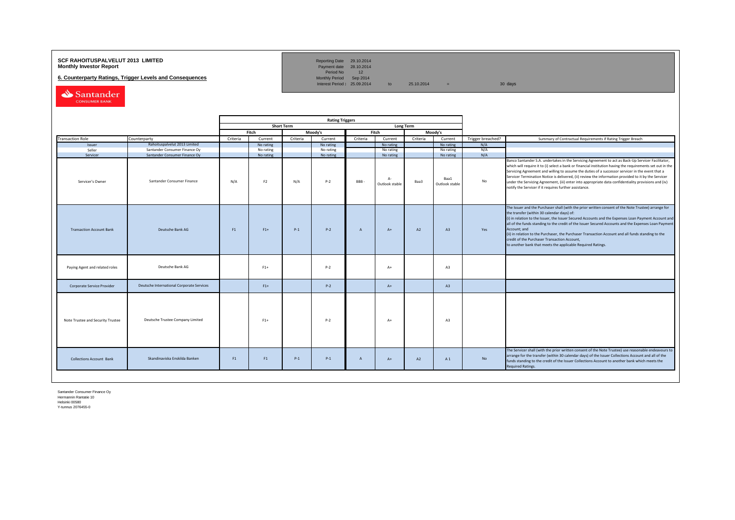**SCF RAHOITUSPALVELUT 2013 LIMITED**
**Monthly Investor Report**

**6. Counterparty Ratings, Trigger Levels and Consequences**

| | | | | |
|---|---|---|---|---|
| Reporting Date | 29.10.2014 | | | |
| Payment date | 28.10.2014 | | | |
| Period No | 12 | | | |
| Monthly Period | Sep 2014 | | | |
| Interest Period : | 25.09.2014 | to | 25.10.2014 = | 30 days |

| | | Rating Triggers | | | | | | | | | |
|---|---|---|---|---|---|---|---|---|---|---|---|
| | | Short Term | | | | Long Term | | | | | |
| | | Fitch | | Moody's | | Fitch | | Moody's | | | |
| Transaction Role | Counterparty | Criteria | Current | Criteria | Current | Criteria | Current | Criteria | Current | Trigger breached? | Summary of Contractual Requirements if Rating Trigger Breach |
| Issuer | Rahoituspalvelut 2013 Limited | | No rating | | No rating | | No rating | | No rating | N/A | |
| Seller | Santander Consumer Finance Oy | | No rating | | No rating | | No rating | | No rating | N/A | |
| Servicer | Santander Consumer Finance Oy | | No rating | | No rating | | No rating | | No rating | N/A | |
| Servicer's Owner | Santander Consumer Finance | N/A | F2 | N/A | P-2 | BBB - | A- Outlook stable | Baa3 | Baa1 Outlook stable | No | Banco Santander S.A. undertakes in the Servicing Agreement to act as Back-Up Servicer Facilitator, which will require it to (i) select a bank or financial institution having the requirements set out in the Servicing Agreement and willing to assume the duties of a successor servicer in the event that a Servicer Termination Notice is delivered, (ii) review the information provided to it by the Servicer under the Servicing Agreement, (iii) enter into appropriate data confidentiality provisions and (iv) notify the Servicer if it requires further assistance. |
| Transaction Account Bank | Deutsche Bank AG | F1 | F1+ | P-1 | P-2 | A | A+ | A2 | A3 | Yes | The Issuer and the Purchaser shall (with the prior written consent of the Note Trustee) arrange for the transfer (within 30 calendar days) of: (i) in relation to the Issuer, the Issuer Secured Accounts and the Expenses Loan Payment Account and all of the funds standing to the credit of the Issuer Secured Accounts and the Expenses Loan Payment Account; and (ii) in relation to the Purchaser, the Purchaser Transaction Account and all funds standing to the credit of the Purchaser Transaction Account, to another bank that meets the applicable Required Ratings. |
| Paying Agent and related roles | Deutsche Bank AG | | F1+ | | P-2 | | A+ | | A3 | | |
| Corporate Service Provider | Deutsche International Corporate Services | | F1+ | | P-2 | | A+ | | A3 | | |
| Note Trustee and Security Trustee | Deutsche Trustee Company Limited | | F1+ | | P-2 | | A+ | | A3 | | |
| Collections Account Bank | Skandinaviska Enskilda Banken | F1 | F1 | P-1 | P-1 | A | A+ | A2 | A 1 | No | The Servicer shall (with the prior written consent of the Note Trustee) use reasonable endeavours to arrange for the transfer (within 30 calendar days) of the Issuer Collections Account and all of the funds standing to the credit of the Issuer Collections Account to another bank which meets the Required Ratings. |

Santander Consumer Finance Oy
Hermannin Rantatie 10
Helsinki 00580
Y-tunnus 2076455-0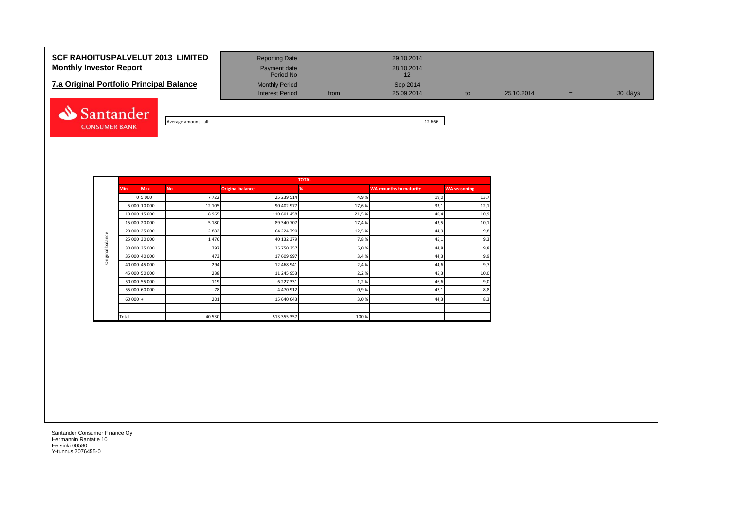**SCF RAHOITUSPALVELUT 2013 LIMITED**
**Monthly Investor Report**

## 7.a Original Portfolio Principal Balance

| | | | | | | |
|---|---|---|---|---|---|---|
| Reporting Date | | 29.10.2014 | | | | |
| Payment date | | 28.10.2014 | | | | |
| Period No | | 12 | | | | |
| Monthly Period | | Sep 2014 | | | | |
| Interest Period | from | 25.09.2014 | to | 25.10.2014 | = | 30 days |

Average amount - all: 12 666

| | TOTAL | | | | | | |
|---|---|---|---|---|---|---|---|
| | Min | Max | No | Original balance | % | WA mounths to maturity | WA seasoning |
| Original balance | 0 | 5 000 | 7 722 | 25 239 514 | 4,9 % | 19,0 | 13,7 |
| | 5 000 | 10 000 | 12 105 | 90 402 977 | 17,6 % | 33,1 | 12,1 |
| | 10 000 | 15 000 | 8 965 | 110 601 458 | 21,5 % | 40,4 | 10,9 |
| | 15 000 | 20 000 | 5 180 | 89 340 707 | 17,4 % | 43,5 | 10,1 |
| | 20 000 | 25 000 | 2 882 | 64 224 790 | 12,5 % | 44,9 | 9,8 |
| | 25 000 | 30 000 | 1 476 | 40 132 379 | 7,8 % | 45,1 | 9,3 |
| | 30 000 | 35 000 | 797 | 25 750 357 | 5,0 % | 44,8 | 9,8 |
| | 35 000 | 40 000 | 473 | 17 609 997 | 3,4 % | 44,3 | 9,9 |
| | 40 000 | 45 000 | 294 | 12 468 941 | 2,4 % | 44,6 | 9,7 |
| | 45 000 | 50 000 | 238 | 11 245 953 | 2,2 % | 45,3 | 10,0 |
| | 50 000 | 55 000 | 119 | 6 227 331 | 1,2 % | 46,6 | 9,0 |
| | 55 000 | 60 000 | 78 | 4 470 912 | 0,9 % | 47,1 | 8,8 |
| | 60 000 | + | 201 | 15 640 043 | 3,0 % | 44,3 | 8,3 |
| | | | | | | | |
| | Total | | 40 530 | 513 355 357 | 100 % | | |

Santander Consumer Finance Oy
Hermannin Rantatie 10
Helsinki 00580
Y-tunnus 2076455-0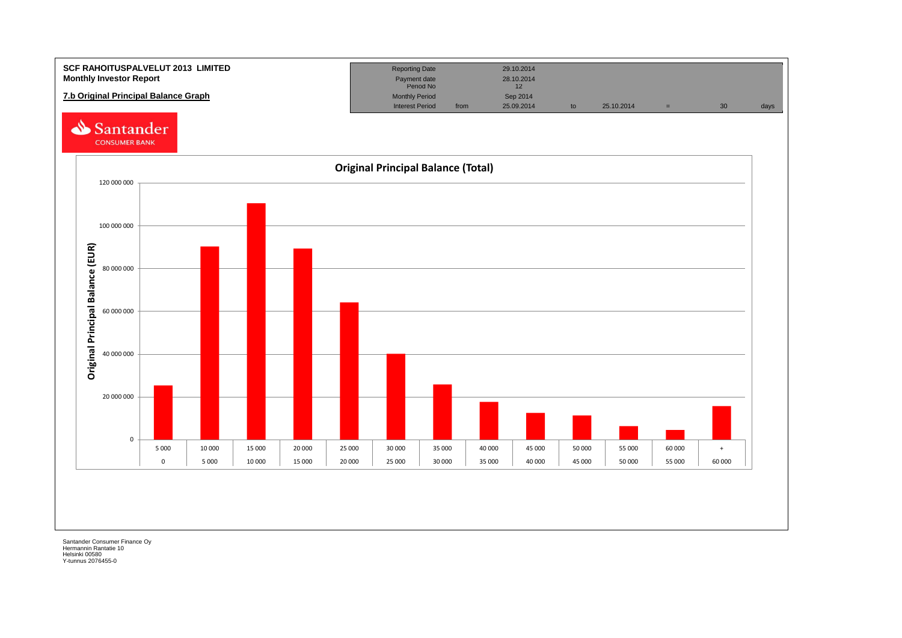**SCF RAHOITUSPALVELUT 2013 LIMITED**
**Monthly Investor Report**

**7.b Original Principal Balance Graph**

| Reporting Date | | 29.10.2014 | | | | | |
|---|---|---|---|---|---|---|---|
| Payment date | | 28.10.2014 | | | | | |
| Period No | | 12 | | | | | |
| Monthly Period | | Sep 2014 | | | | | |
| Interest Period | from | 25.09.2014 | to | 25.10.2014 | = | 30 | days |

Santander CONSUMER BANK

**Original Principal Balance (Total)**

Original Principal Balance (EUR)

| From | To |
|---|---|
| 0 | 5 000 |
| 5 000 | 10 000 |
| 10 000 | 15 000 |
| 15 000 | 20 000 |
| 20 000 | 25 000 |
| 25 000 | 30 000 |
| 30 000 | 35 000 |
| 35 000 | 40 000 |
| 40 000 | 45 000 |
| 45 000 | 50 000 |
| 50 000 | 55 000 |
| 55 000 | 60 000 |
| 60 000 | + |

Santander Consumer Finance Oy
Hermannin Rantatie 10
Helsinki 00580
Y-tunnus 2076455-0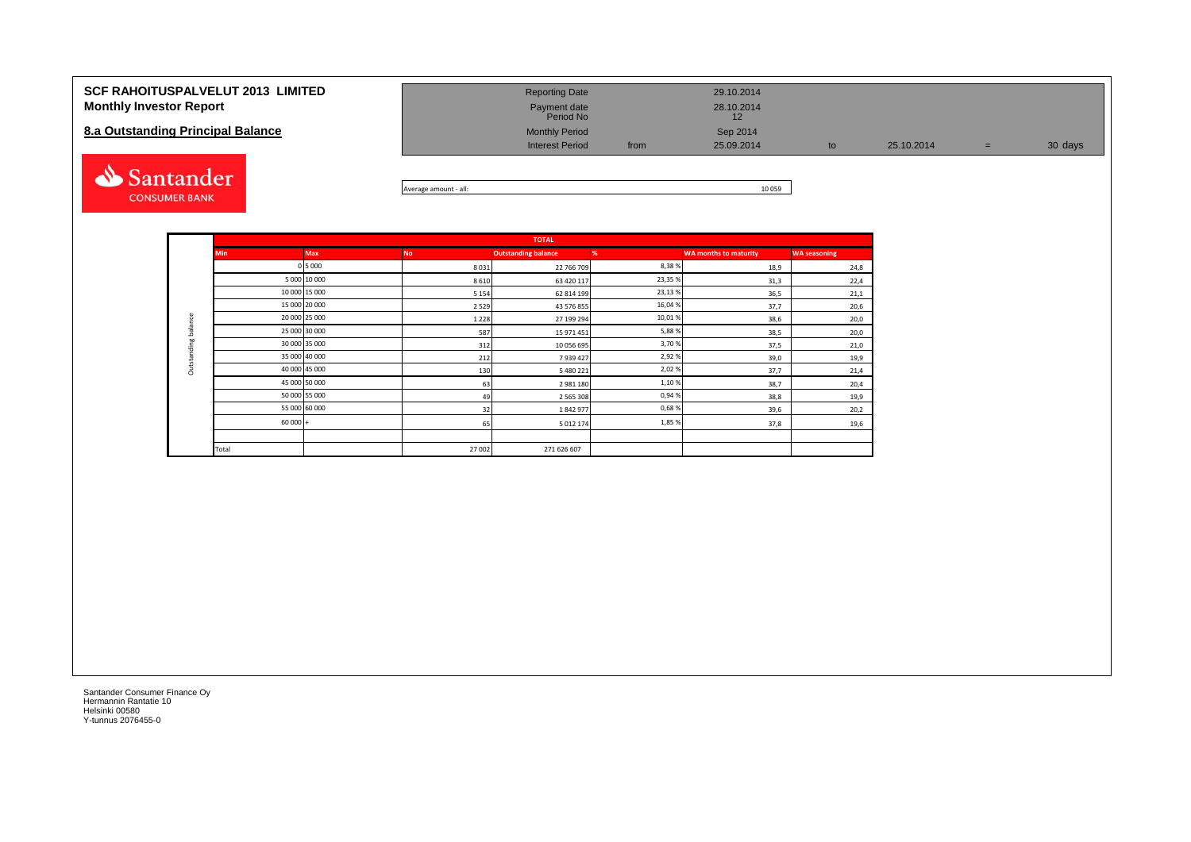# SCF RAHOITUSPALVELUT 2013 LIMITED
## Monthly Investor Report

## 8.a Outstanding Principal Balance

| | | | | | | |
|---|---|---|---|---|---|---|
| Reporting Date | | 29.10.2014 | | | | |
| Payment date | | 28.10.2014 | | | | |
| Period No | | 12 | | | | |
| Monthly Period | | Sep 2014 | | | | |
| Interest Period | from | 25.09.2014 | to | 25.10.2014 | = | 30 days |

Average amount - all: 10 059

| | TOTAL | | | | | | |
|---|---|---|---|---|---|---|---|
| | Min | Max | No | Outstanding balance | % | WA months to maturity | WA seasoning |
| Outstanding balance | 0 | 5 000 | 8 031 | 22 766 709 | 8,38 % | 18,9 | 24,8 |
| | 5 000 | 10 000 | 8 610 | 63 420 117 | 23,35 % | 31,3 | 22,4 |
| | 10 000 | 15 000 | 5 154 | 62 814 199 | 23,13 % | 36,5 | 21,1 |
| | 15 000 | 20 000 | 2 529 | 43 576 855 | 16,04 % | 37,7 | 20,6 |
| | 20 000 | 25 000 | 1 228 | 27 199 294 | 10,01 % | 38,6 | 20,0 |
| | 25 000 | 30 000 | 587 | 15 971 451 | 5,88 % | 38,5 | 20,0 |
| | 30 000 | 35 000 | 312 | 10 056 695 | 3,70 % | 37,5 | 21,0 |
| | 35 000 | 40 000 | 212 | 7 939 427 | 2,92 % | 39,0 | 19,9 |
| | 40 000 | 45 000 | 130 | 5 480 221 | 2,02 % | 37,7 | 21,4 |
| | 45 000 | 50 000 | 63 | 2 981 180 | 1,10 % | 38,7 | 20,4 |
| | 50 000 | 55 000 | 49 | 2 565 308 | 0,94 % | 38,8 | 19,9 |
| | 55 000 | 60 000 | 32 | 1 842 977 | 0,68 % | 39,6 | 20,2 |
| | 60 000 | + | 65 | 5 012 174 | 1,85 % | 37,8 | 19,6 |
| | Total | | 27 002 | 271 626 607 | | | |

Santander Consumer Finance Oy
Hermannin Rantatie 10
Helsinki 00580
Y-tunnus 2076455-0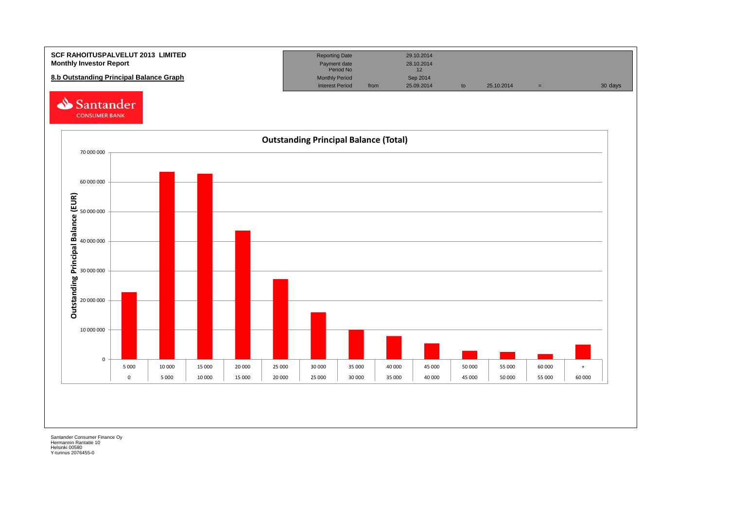**SCF RAHOITUSPALVELUT 2013 LIMITED**
**Monthly Investor Report**

**8.b Outstanding Principal Balance Graph**

| Reporting Date | | 29.10.2014 | | | | |
|---|---|---|---|---|---|---|
| Payment date | | 28.10.2014 | | | | |
| Period No | | 12 | | | | |
| Monthly Period | | Sep 2014 | | | | |
| Interest Period | from | 25.09.2014 | to | 25.10.2014 | = | 30 days |

Santander CONSUMER BANK

**Outstanding Principal Balance (Total)**

Outstanding Principal Balance (EUR)

70 000 000
60 000 000
50 000 000
40 000 000
30 000 000
20 000 000
10 000 000
0

| 5 000 | 10 000 | 15 000 | 20 000 | 25 000 | 30 000 | 35 000 | 40 000 | 45 000 | 50 000 | 55 000 | 60 000 | + |
|---|---|---|---|---|---|---|---|---|---|---|---|---|
| 0 | 5 000 | 10 000 | 15 000 | 20 000 | 25 000 | 30 000 | 35 000 | 40 000 | 45 000 | 50 000 | 55 000 | 60 000 |

Santander Consumer Finance Oy
Hermannin Rantatie 10
Helsinki 00580
Y-tunnus 2076455-0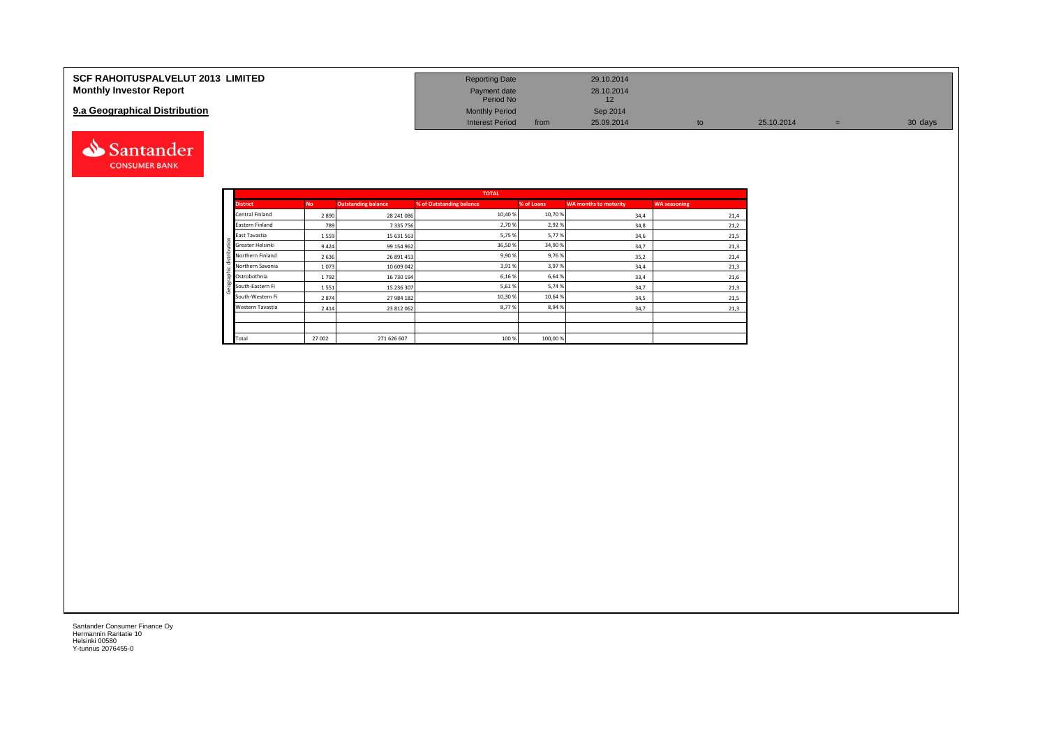**SCF RAHOITUSPALVELUT 2013 LIMITED**
**Monthly Investor Report**

## 9.a Geographical Distribution

| | | | | | | |
|---|---|---|---|---|---|---|
| Reporting Date | | 29.10.2014 | | | | |
| Payment date | | 28.10.2014 | | | | |
| Period No | | 12 | | | | |
| Monthly Period | | Sep 2014 | | | | |
| Interest Period | from | 25.09.2014 | to | 25.10.2014 | = | 30 days |

| TOTAL | | | | | | |
|---|---|---|---|---|---|---|
| **District** | **No** | **Outstanding balance** | **% of Outstanding balance** | **% of Loans** | **WA months to maturity** | **WA seasoning** |
| Central Finland | 2 890 | 28 241 086 | 10,40 % | 10,70 % | 34,4 | 21,4 |
| Eastern Finland | 789 | 7 335 756 | 2,70 % | 2,92 % | 34,8 | 21,2 |
| East Tavastia | 1 559 | 15 631 563 | 5,75 % | 5,77 % | 34,6 | 21,5 |
| Greater Helsinki | 9 424 | 99 154 962 | 36,50 % | 34,90 % | 34,7 | 21,3 |
| Northern Finland | 2 636 | 26 891 453 | 9,90 % | 9,76 % | 35,2 | 21,4 |
| Northern Savonia | 1 073 | 10 609 042 | 3,91 % | 3,97 % | 34,4 | 21,3 |
| Ostrobothnia | 1 792 | 16 730 194 | 6,16 % | 6,64 % | 33,4 | 21,6 |
| South-Eastern Fi | 1 551 | 15 236 307 | 5,61 % | 5,74 % | 34,7 | 21,3 |
| South-Western Fi | 2 874 | 27 984 182 | 10,30 % | 10,64 % | 34,5 | 21,5 |
| Western Tavastia | 2 414 | 23 812 062 | 8,77 % | 8,94 % | 34,7 | 21,3 |
| | | | | | | |
| | | | | | | |
| Total | 27 002 | 271 626 607 | 100 % | 100,00 % | | |

Santander Consumer Finance Oy
Hermannin Rantatie 10
Helsinki 00580
Y-tunnus 2076455-0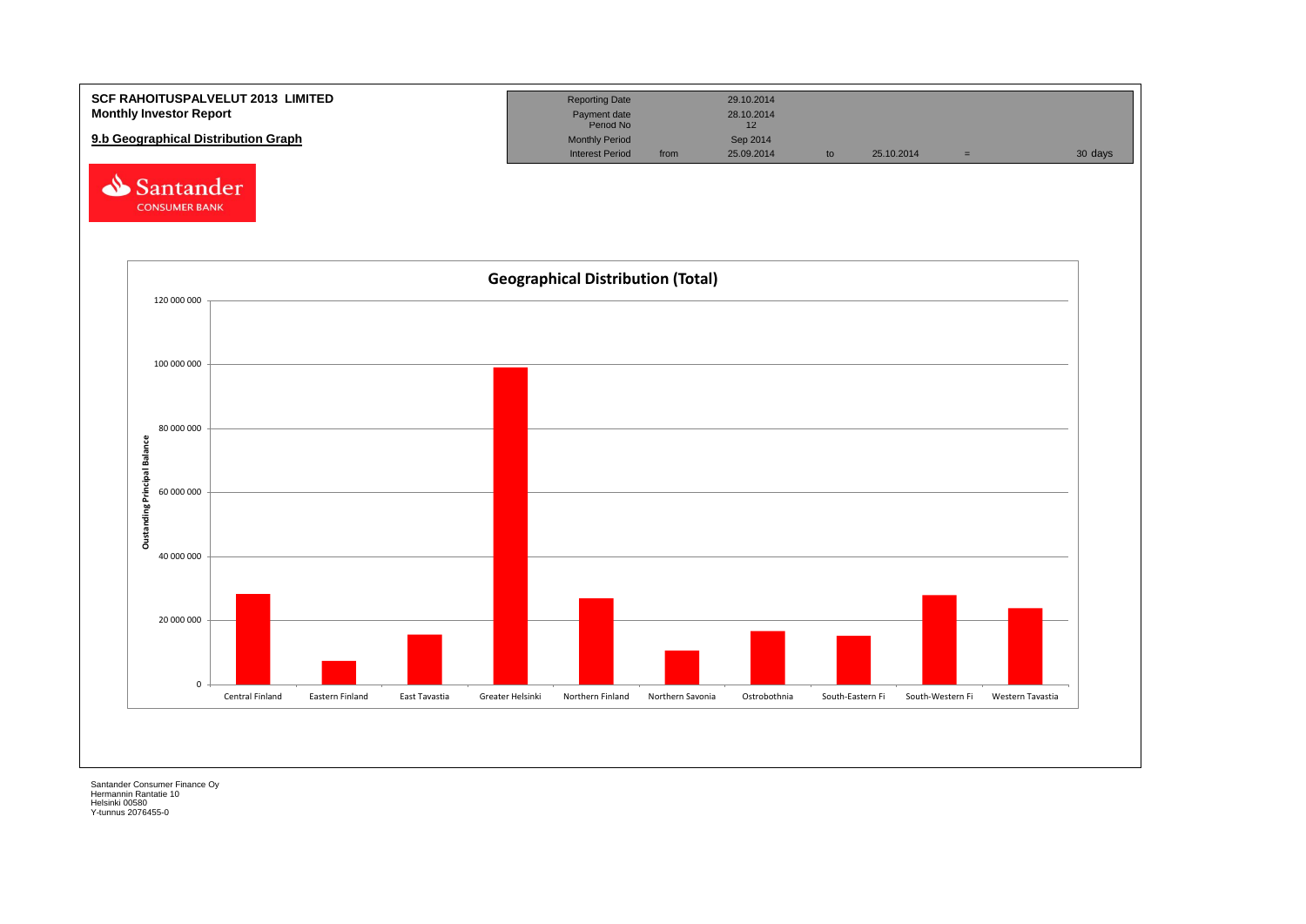**SCF RAHOITUSPALVELUT 2013 LIMITED**
**Monthly Investor Report**

**9.b Geographical Distribution Graph**

| Reporting Date | | 29.10.2014 | | | | |
|---|---|---|---|---|---|---|
| Payment date | | 28.10.2014 | | | | |
| Period No | | 12 | | | | |
| Monthly Period | | Sep 2014 | | | | |
| Interest Period | from | 25.09.2014 | to | 25.10.2014 | = | 30 days |

Santander
CONSUMER BANK

**Geographical Distribution (Total)**

Oustanding Principal Balance

120 000 000
100 000 000
80 000 000
60 000 000
40 000 000
20 000 000
0

Central Finland, Eastern Finland, East Tavastia, Greater Helsinki, Northern Finland, Northern Savonia, Ostrobothnia, South-Eastern Fi, South-Western Fi, Western Tavastia

Santander Consumer Finance Oy
Hermannin Rantatie 10
Helsinki 00580
Y-tunnus 2076455-0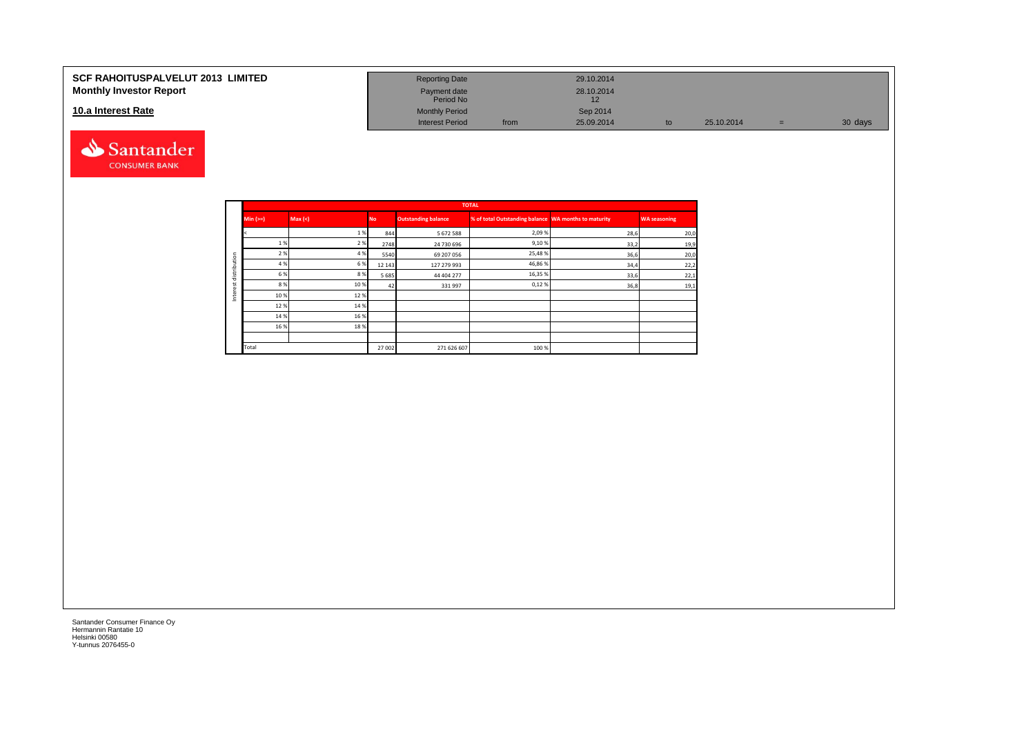**SCF RAHOITUSPALVELUT 2013 LIMITED**
**Monthly Investor Report**

**10.a Interest Rate**

| Reporting Date | | 29.10.2014 | | | | |
|---|---|---|---|---|---|---|
| Payment date Period No | | 28.10.2014 12 | | | | |
| Monthly Period | | Sep 2014 | | | | |
| Interest Period | from | 25.09.2014 | to | 25.10.2014 | = | 30 days |

| | TOTAL | | | | | | |
|---|---|---|---|---|---|---|---|
| | Min (>=) | Max (<) | No | Outstanding balance | % of total Outstanding balance | WA months to maturity | WA seasoning |
| Interest distribution | < | 1 % | 844 | 5 672 588 | 2,09 % | 28,6 | 20,0 |
| | 1 % | 2 % | 2748 | 24 730 696 | 9,10 % | 33,2 | 19,9 |
| | 2 % | 4 % | 5540 | 69 207 056 | 25,48 % | 36,6 | 20,0 |
| | 4 % | 6 % | 12 143 | 127 279 993 | 46,86 % | 34,4 | 22,2 |
| | 6 % | 8 % | 5 685 | 44 404 277 | 16,35 % | 33,6 | 22,1 |
| | 8 % | 10 % | 42 | 331 997 | 0,12 % | 36,8 | 19,1 |
| | 10 % | 12 % | | | | | |
| | 12 % | 14 % | | | | | |
| | 14 % | 16 % | | | | | |
| | 16 % | 18 % | | | | | |
| | | | | | | | |
| | Total | | 27 002 | 271 626 607 | 100 % | | |

Santander Consumer Finance Oy
Hermannin Rantatie 10
Helsinki 00580
Y-tunnus 2076455-0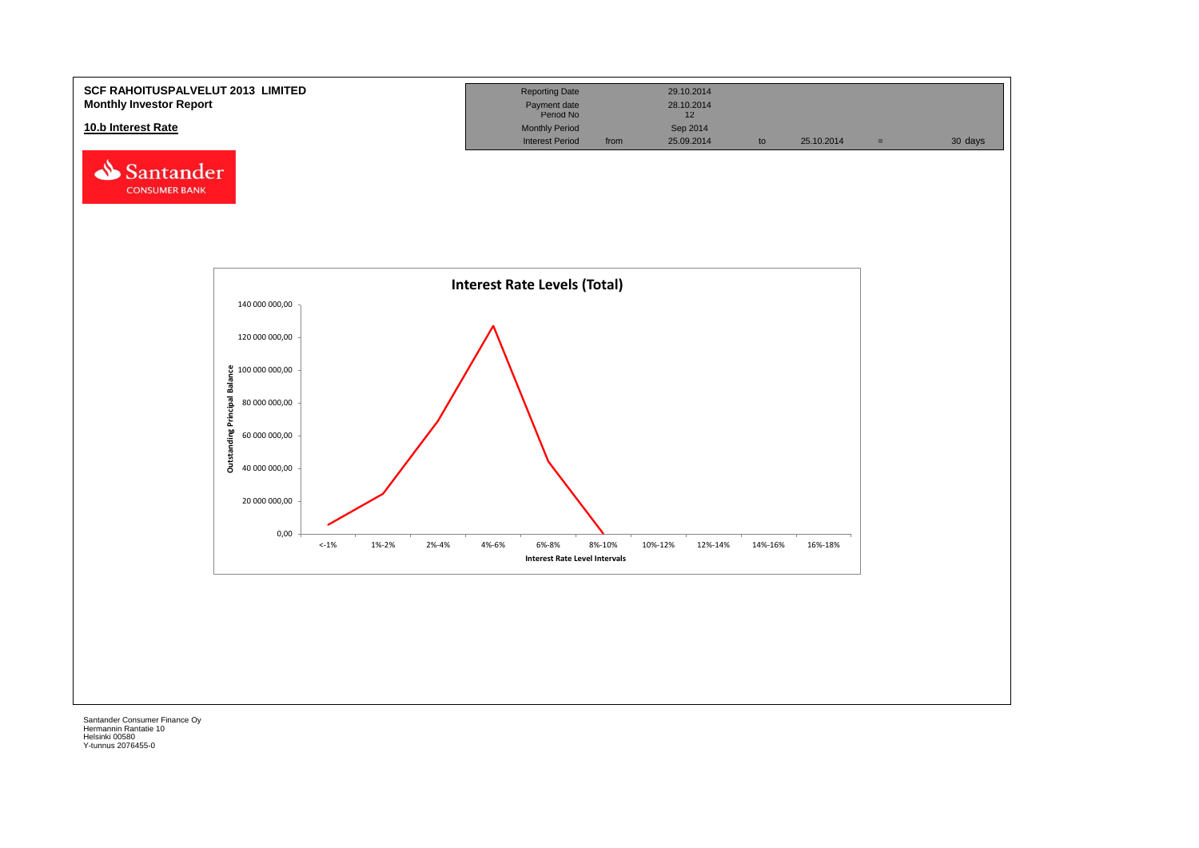**SCF RAHOITUSPALVELUT 2013 LIMITED**
**Monthly Investor Report**

| Reporting Date | | 29.10.2014 | | | | |
|---|---|---|---|---|---|---|
| Payment date | | 28.10.2014 | | | | |
| Period No | | 12 | | | | |
| Monthly Period | | Sep 2014 | | | | |
| Interest Period | from | 25.09.2014 | to | 25.10.2014 | = | 30 days |

## 10.b Interest Rate

Interest Rate Levels (Total)

Outstanding Principal Balance: 0,00; 20 000 000,00; 40 000 000,00; 60 000 000,00; 80 000 000,00; 100 000 000,00; 120 000 000,00; 140 000 000,00

Interest Rate Level Intervals: <-1%; 1%-2%; 2%-4%; 4%-6%; 6%-8%; 8%-10%; 10%-12%; 12%-14%; 14%-16%; 16%-18%

Santander Consumer Finance Oy
Hermannin Rantatie 10
Helsinki 00580
Y-tunnus 2076455-0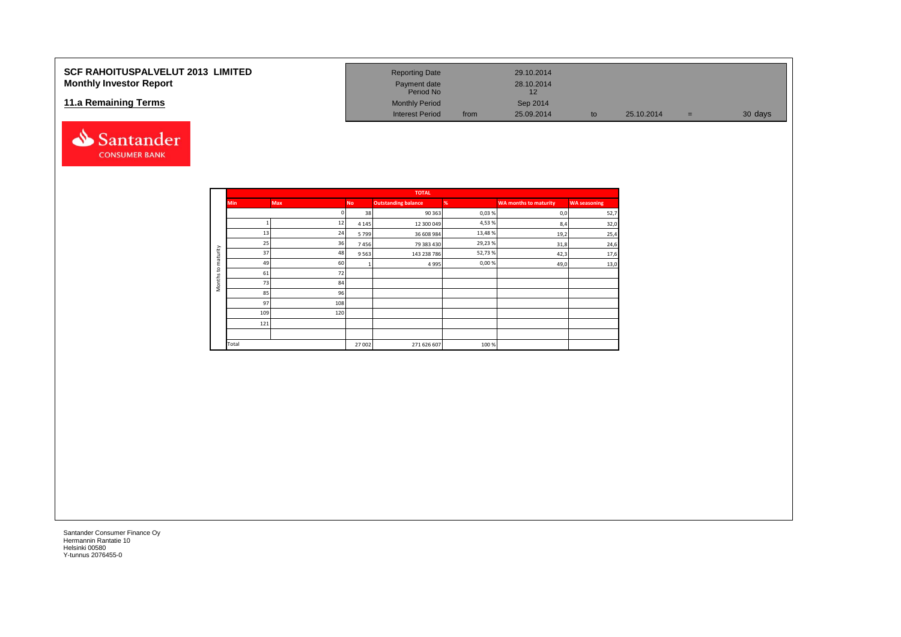**SCF RAHOITUSPALVELUT 2013 LIMITED**
**Monthly Investor Report**

**11.a Remaining Terms**

| | | | | | |
|---|---|---|---|---|---|
| Reporting Date | | 29.10.2014 | | | |
| Payment date | | 28.10.2014 | | | |
| Period No | | 12 | | | |
| Monthly Period | | Sep 2014 | | | |
| Interest Period | from | 25.09.2014 | to | 25.10.2014 | = 30 days |

Santander CONSUMER BANK

| | TOTAL | | | | | | |
|---|---|---|---|---|---|---|---|
| | Min | Max | No | Outstanding balance | % | WA months to maturity | WA seasoning |
| Months to maturity | | 0 | 38 | 90 363 | 0,03 % | 0,0 | 52,7 |
| | 1 | 12 | 4 145 | 12 300 049 | 4,53 % | 8,4 | 32,0 |
| | 13 | 24 | 5 799 | 36 608 984 | 13,48 % | 19,2 | 25,4 |
| | 25 | 36 | 7 456 | 79 383 430 | 29,23 % | 31,8 | 24,6 |
| | 37 | 48 | 9 563 | 143 238 786 | 52,73 % | 42,3 | 17,6 |
| | 49 | 60 | 1 | 4 995 | 0,00 % | 49,0 | 13,0 |
| | 61 | 72 | | | | | |
| | 73 | 84 | | | | | |
| | 85 | 96 | | | | | |
| | 97 | 108 | | | | | |
| | 109 | 120 | | | | | |
| | 121 | | | | | | |
| | | | | | | | |
| | Total | | 27 002 | 271 626 607 | 100 % | | |

Santander Consumer Finance Oy
Hermannin Rantatie 10
Helsinki 00580
Y-tunnus 2076455-0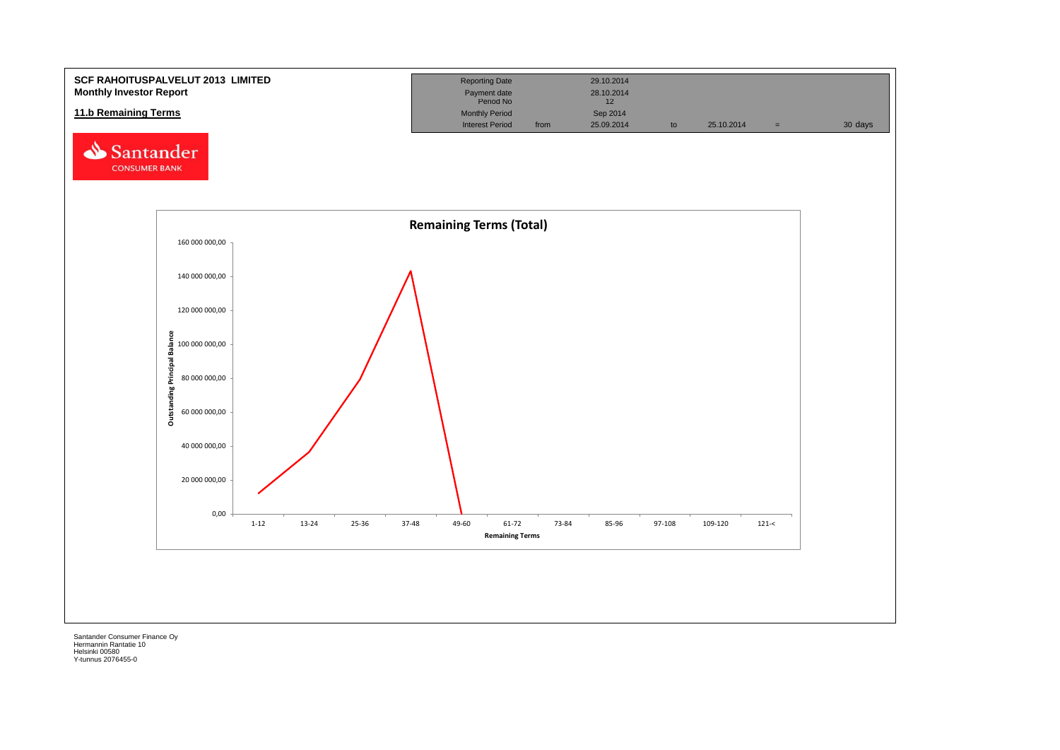**SCF RAHOITUSPALVELUT 2013 LIMITED**
**Monthly Investor Report**

**11.b Remaining Terms**

| Reporting Date | | 29.10.2014 | | | | |
|---|---|---|---|---|---|---|
| Payment date | | 28.10.2014 | | | | |
| Period No | | 12 | | | | |
| Monthly Period | | Sep 2014 | | | | |
| Interest Period | from | 25.09.2014 | to | 25.10.2014 | = | 30 days |

Santander CONSUMER BANK

**Remaining Terms (Total)**

Outstanding Principal Balance

160 000 000,00
140 000 000,00
120 000 000,00
100 000 000,00
80 000 000,00
60 000 000,00
40 000 000,00
20 000 000,00
0,00

1-12 | 13-24 | 25-36 | 37-48 | 49-60 | 61-72 | 73-84 | 85-96 | 97-108 | 109-120 | 121-<

Remaining Terms

Santander Consumer Finance Oy
Hermannin Rantatie 10
Helsinki 00580
Y-tunnus 2076455-0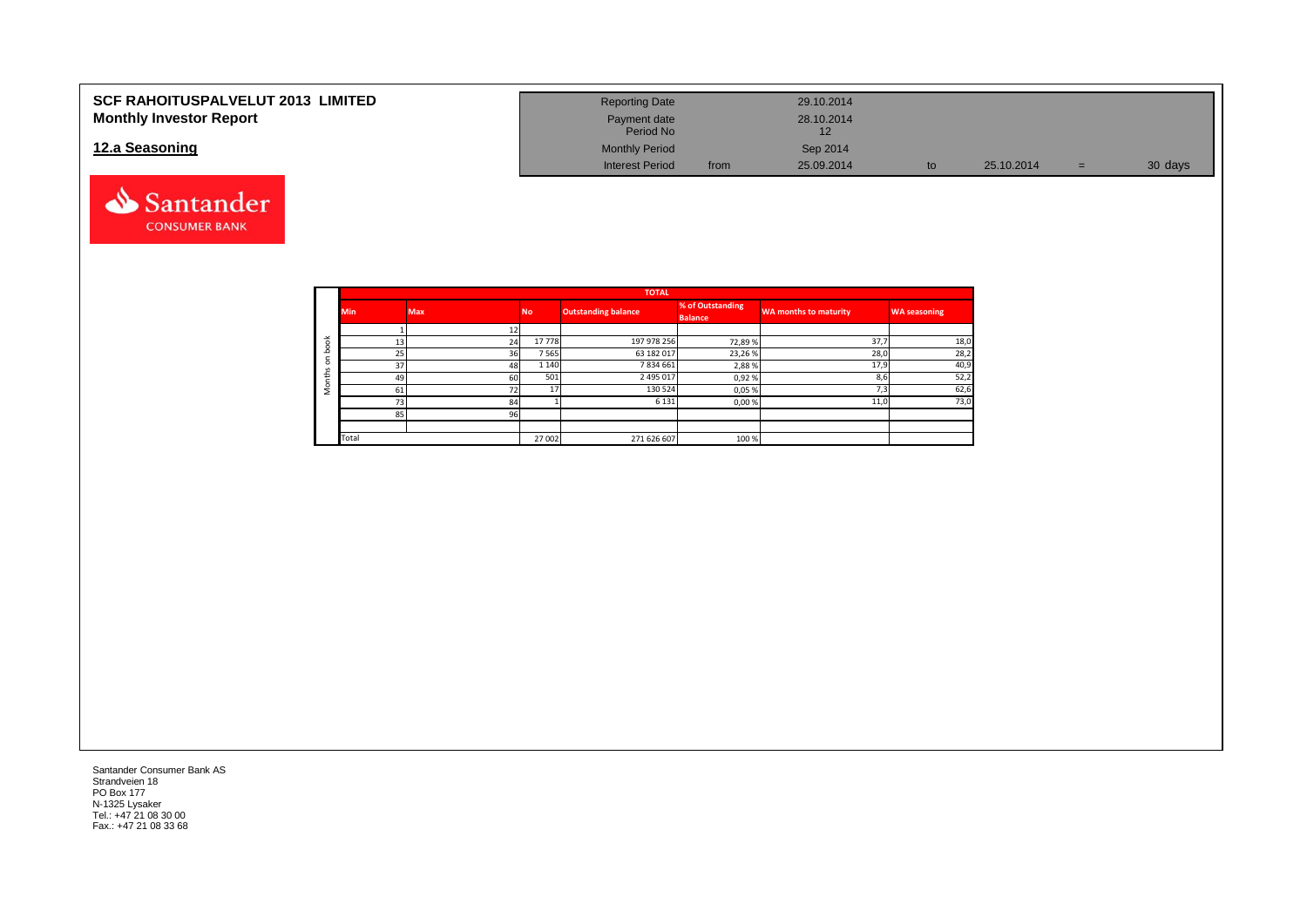# SCF RAHOITUSPALVELUT 2013 LIMITED
## Monthly Investor Report

## 12.a Seasoning

| Reporting Date | | 29.10.2014 | | | | |
|---|---|---|---|---|---|---|
| Payment date | | 28.10.2014 | | | | |
| Period No | | 12 | | | | |
| Monthly Period | | Sep 2014 | | | | |
| Interest Period | from | 25.09.2014 | to | 25.10.2014 | = | 30 days |

| | TOTAL | | | | | | |
|---|---|---|---|---|---|---|---|
| | Min | Max | No | Outstanding balance | % of Outstanding Balance | WA months to maturity | WA seasoning |
| Months on book | 1 | 12 | | | | | |
| | 13 | 24 | 17 778 | 197 978 256 | 72,89 % | 37,7 | 18,0 |
| | 25 | 36 | 7 565 | 63 182 017 | 23,26 % | 28,0 | 28,2 |
| | 37 | 48 | 1 140 | 7 834 661 | 2,88 % | 17,9 | 40,9 |
| | 49 | 60 | 501 | 2 495 017 | 0,92 % | 8,6 | 52,2 |
| | 61 | 72 | 17 | 130 524 | 0,05 % | 7,3 | 62,6 |
| | 73 | 84 | 1 | 6 131 | 0,00 % | 11,0 | 73,0 |
| | 85 | 96 | | | | | |
| | | | | | | | |
| | Total | | 27 002 | 271 626 607 | 100 % | | |

Santander Consumer Bank AS
Strandveien 18
PO Box 177
N-1325 Lysaker
Tel.: +47 21 08 30 00
Fax.: +47 21 08 33 68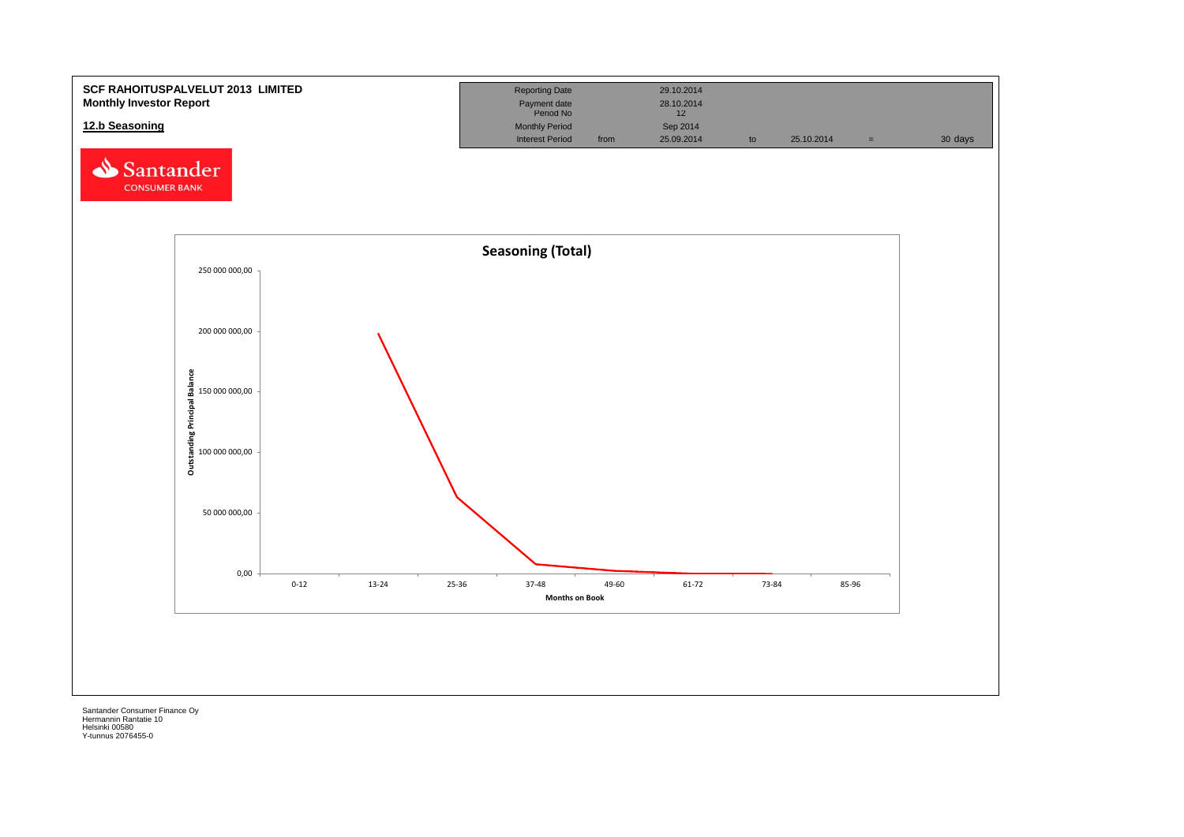**SCF RAHOITUSPALVELUT 2013 LIMITED**
**Monthly Investor Report**

**12.b Seasoning**

| Reporting Date | | 29.10.2014 | | | | |
|---|---|---|---|---|---|---|
| Payment date | | 28.10.2014 | | | | |
| Period No | | 12 | | | | |
| Monthly Period | | Sep 2014 | | | | |
| Interest Period | from | 25.09.2014 | to | 25.10.2014 | = | 30 days |

Santander CONSUMER BANK

**Seasoning (Total)**

Outstanding Principal Balance: 250 000 000,00; 200 000 000,00; 150 000 000,00; 100 000 000,00; 50 000 000,00; 0,00

Months on Book: 0-12; 13-24; 25-36; 37-48; 49-60; 61-72; 73-84; 85-96

Santander Consumer Finance Oy
Hermannin Rantatie 10
Helsinki 00580
Y-tunnus 2076455-0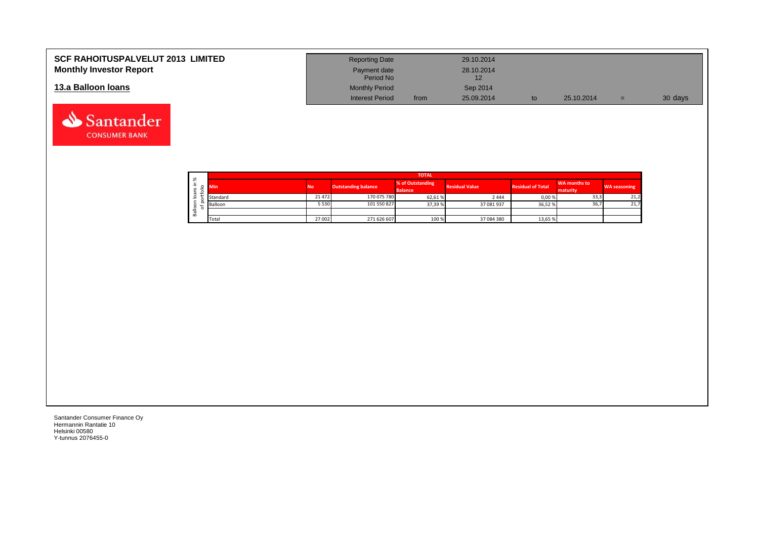# SCF RAHOITUSPALVELUT 2013 LIMITED
## Monthly Investor Report

| Reporting Date | | 29.10.2014 | | | | |
|---|---|---|---|---|---|---|
| Payment date | | 28.10.2014 | | | | |
| Period No | | 12 | | | | |
| Monthly Period | | Sep 2014 | | | | |
| Interest Period | from | 25.09.2014 | to | 25.10.2014 | = | 30 days |

## 13.a Balloon loans

Balloon loans in % of portfolio

| TOTAL | | | | | | | |
|---|---|---|---|---|---|---|---|
| Min | No | Outstanding balance | % of Outstanding Balance | Residual Value | Residual of Total | WA months to maturity | WA seasoning |
| Standard | 21 472 | 170 075 780 | 62,61 % | 2 444 | 0,00 % | 33,3 | 21,2 |
| Balloon | 5 530 | 101 550 827 | 37,39 % | 37 081 937 | 36,52 % | 36,7 | 21,7 |
| | | | | | | | |
| Total | 27 002 | 271 626 607 | 100 % | 37 084 380 | 13,65 % | | |

Santander Consumer Finance Oy
Hermannin Rantatie 10
Helsinki 00580
Y-tunnus 2076455-0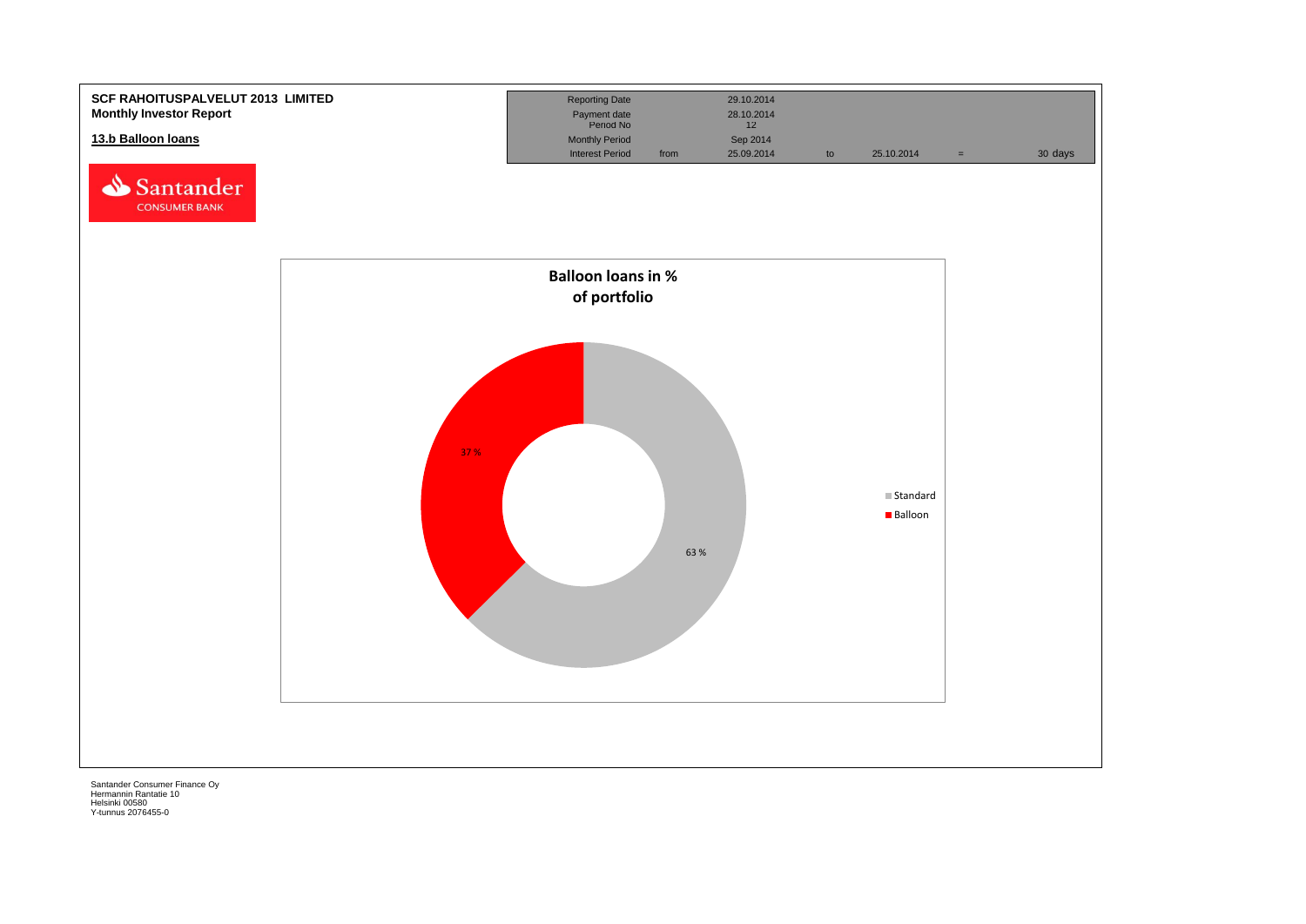**SCF RAHOITUSPALVELUT 2013 LIMITED**
**Monthly Investor Report**

**13.b Balloon loans**

| Reporting Date | | 29.10.2014 | | | | |
|---|---|---|---|---|---|---|
| Payment date | | 28.10.2014 | | | | |
| Period No | | 12 | | | | |
| Monthly Period | | Sep 2014 | | | | |
| Interest Period | from | 25.09.2014 | to | 25.10.2014 | = | 30 days |

**Balloon loans in % of portfolio**

| | % |
|---|---|
| Standard | 63 % |
| Balloon | 37 % |

Santander Consumer Finance Oy
Hermannin Rantatie 10
Helsinki 00580
Y-tunnus 2076455-0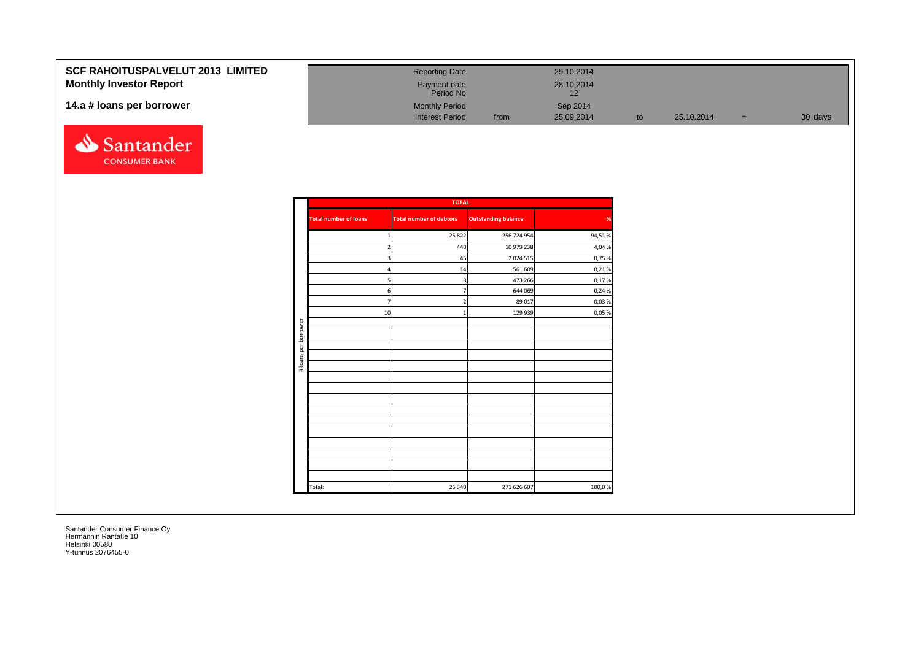**SCF RAHOITUSPALVELUT 2013 LIMITED**

**Monthly Investor Report**

**14.a # loans per borrower**

| | | | | | | |
|---|---|---|---|---|---|---|
| Reporting Date | | 29.10.2014 | | | | |
| Payment date | | 28.10.2014 | | | | |
| Period No | | 12 | | | | |
| Monthly Period | | Sep 2014 | | | | |
| Interest Period | from | 25.09.2014 | to | 25.10.2014 | = | 30 days |

Santander CONSUMER BANK

# loans per borrower

| TOTAL | | | |
|---|---|---|---|
| **Total number of loans** | **Total number of debtors** | **Outstanding balance** | **%** |
| 1 | 25 822 | 256 724 954 | 94,51 % |
| 2 | 440 | 10 979 238 | 4,04 % |
| 3 | 46 | 2 024 515 | 0,75 % |
| 4 | 14 | 561 609 | 0,21 % |
| 5 | 8 | 473 266 | 0,17 % |
| 6 | 7 | 644 069 | 0,24 % |
| 7 | 2 | 89 017 | 0,03 % |
| 10 | 1 | 129 939 | 0,05 % |
| Total: | 26 340 | 271 626 607 | 100,0 % |

Santander Consumer Finance Oy
Hermannin Rantatie 10
Helsinki 00580
Y-tunnus 2076455-0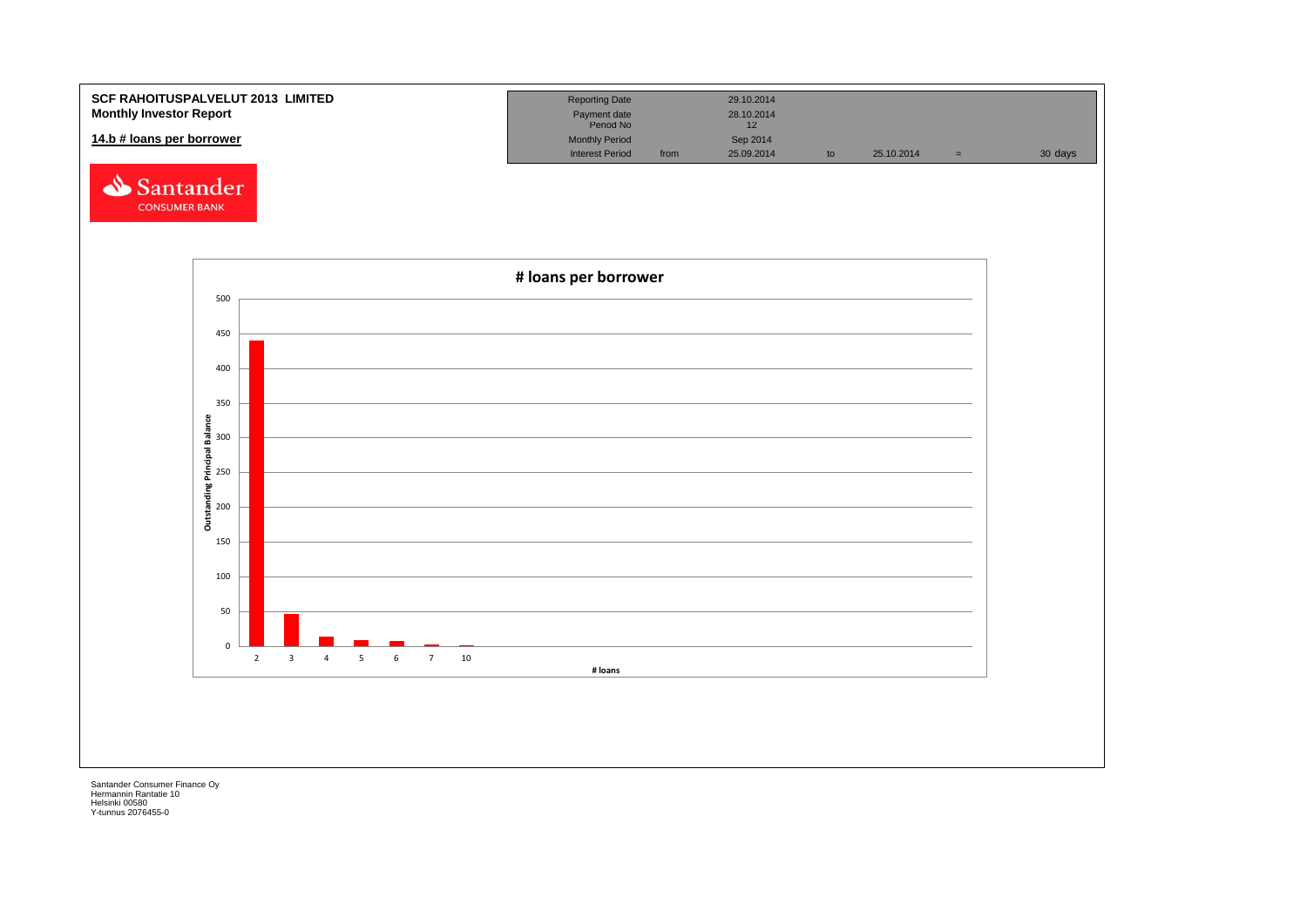**SCF RAHOITUSPALVELUT 2013 LIMITED**
**Monthly Investor Report**

**14.b # loans per borrower**

| | | | | | | |
|---|---|---|---|---|---|---|
| Reporting Date | | 29.10.2014 | | | | |
| Payment date | | 28.10.2014 | | | | |
| Period No | | 12 | | | | |
| Monthly Period | | Sep 2014 | | | | |
| Interest Period | from | 25.09.2014 | to | 25.10.2014 | = | 30 days |

Santander CONSUMER BANK

**# loans per borrower**

Outstanding Principal Balance

# loans

| # loans | Value (approx.) |
|---|---|
| 2 | 440 |
| 3 | 46 |
| 4 | 13 |
| 5 | 8 |
| 6 | 7 |
| 7 | 2 |
| 10 | 1 |

Santander Consumer Finance Oy
Hermannin Rantatie 10
Helsinki 00580
Y-tunnus 2076455-0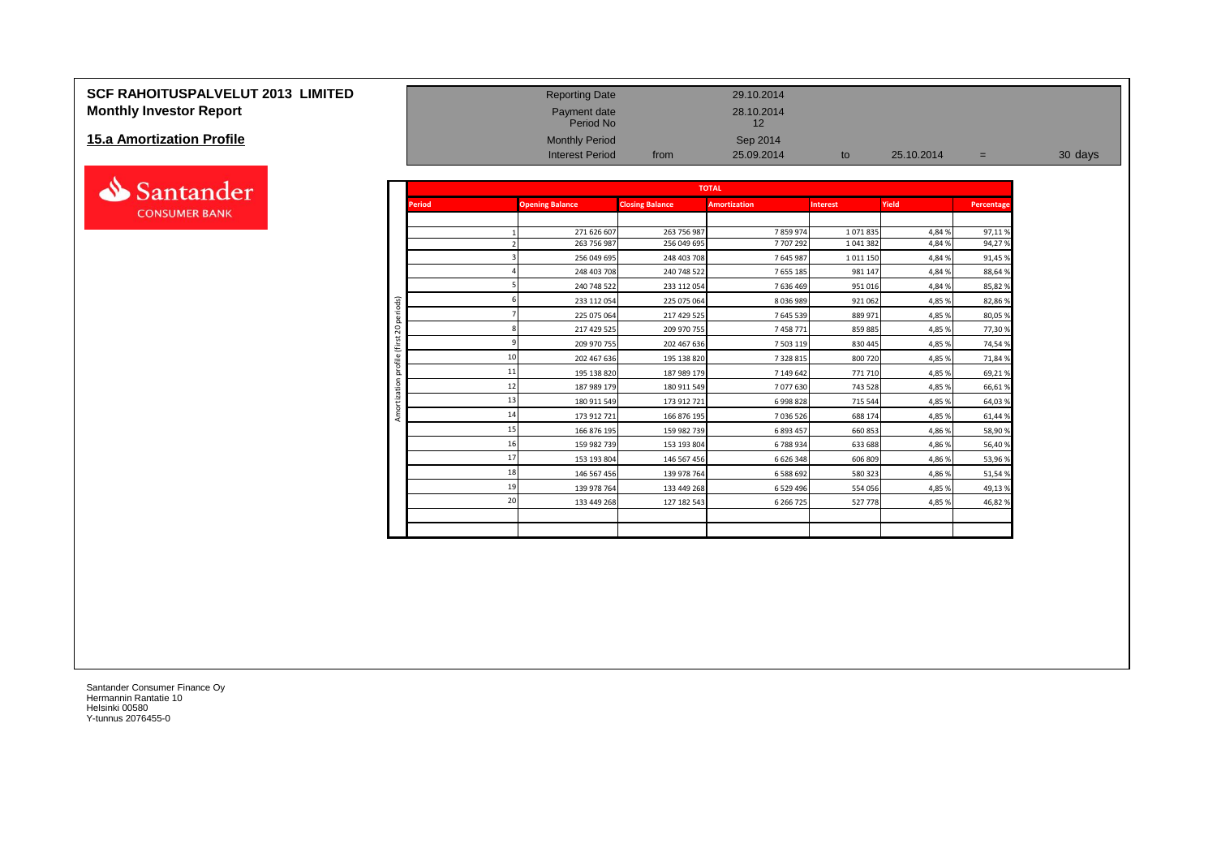# SCF RAHOITUSPALVELUT 2013 LIMITED
## Monthly Investor Report

## 15.a Amortization Profile

| | | | | | | |
|---|---|---|---|---|---|---|
| Reporting Date | | 29.10.2014 | | | | |
| Payment date | | 28.10.2014 | | | | |
| Period No | | 12 | | | | |
| Monthly Period | | Sep 2014 | | | | |
| Interest Period | from | 25.09.2014 | to | 25.10.2014 | = | 30 days |

Amortization profile (first 20 periods)

| TOTAL | | | | | | |
|---|---|---|---|---|---|---|
| Period | Opening Balance | Closing Balance | Amortization | Interest | Yield | Percentage |
| 1 | 271 626 607 | 263 756 987 | 7 859 974 | 1 071 835 | 4,84 % | 97,11 % |
| 2 | 263 756 987 | 256 049 695 | 7 707 292 | 1 041 382 | 4,84 % | 94,27 % |
| 3 | 256 049 695 | 248 403 708 | 7 645 987 | 1 011 150 | 4,84 % | 91,45 % |
| 4 | 248 403 708 | 240 748 522 | 7 655 185 | 981 147 | 4,84 % | 88,64 % |
| 5 | 240 748 522 | 233 112 054 | 7 636 469 | 951 016 | 4,84 % | 85,82 % |
| 6 | 233 112 054 | 225 075 064 | 8 036 989 | 921 062 | 4,85 % | 82,86 % |
| 7 | 225 075 064 | 217 429 525 | 7 645 539 | 889 971 | 4,85 % | 80,05 % |
| 8 | 217 429 525 | 209 970 755 | 7 458 771 | 859 885 | 4,85 % | 77,30 % |
| 9 | 209 970 755 | 202 467 636 | 7 503 119 | 830 445 | 4,85 % | 74,54 % |
| 10 | 202 467 636 | 195 138 820 | 7 328 815 | 800 720 | 4,85 % | 71,84 % |
| 11 | 195 138 820 | 187 989 179 | 7 149 642 | 771 710 | 4,85 % | 69,21 % |
| 12 | 187 989 179 | 180 911 549 | 7 077 630 | 743 528 | 4,85 % | 66,61 % |
| 13 | 180 911 549 | 173 912 721 | 6 998 828 | 715 544 | 4,85 % | 64,03 % |
| 14 | 173 912 721 | 166 876 195 | 7 036 526 | 688 174 | 4,85 % | 61,44 % |
| 15 | 166 876 195 | 159 982 739 | 6 893 457 | 660 853 | 4,86 % | 58,90 % |
| 16 | 159 982 739 | 153 193 804 | 6 788 934 | 633 688 | 4,86 % | 56,40 % |
| 17 | 153 193 804 | 146 567 456 | 6 626 348 | 606 809 | 4,86 % | 53,96 % |
| 18 | 146 567 456 | 139 978 764 | 6 588 692 | 580 323 | 4,86 % | 51,54 % |
| 19 | 139 978 764 | 133 449 268 | 6 529 496 | 554 056 | 4,85 % | 49,13 % |
| 20 | 133 449 268 | 127 182 543 | 6 266 725 | 527 778 | 4,85 % | 46,82 % |

Santander Consumer Finance Oy
Hermannin Rantatie 10
Helsinki 00580
Y-tunnus 2076455-0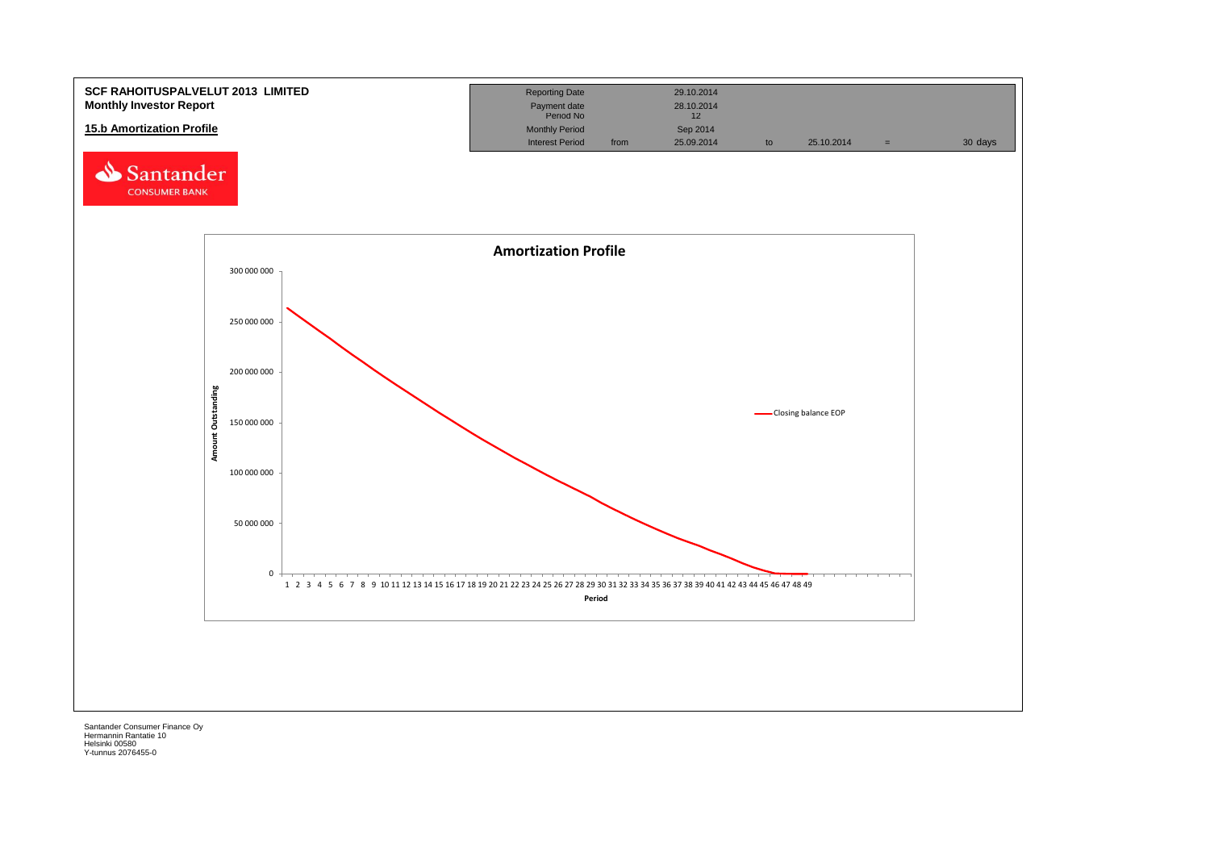**SCF RAHOITUSPALVELUT 2013 LIMITED**
**Monthly Investor Report**

**15.b Amortization Profile**

| | | | | | | |
|---|---|---|---|---|---|---|
| Reporting Date | | 29.10.2014 | | | | |
| Payment date | | 28.10.2014 | | | | |
| Period No | | 12 | | | | |
| Monthly Period | | Sep 2014 | | | | |
| Interest Period | from | 25.09.2014 | to | 25.10.2014 | = | 30 days |

Santander CONSUMER BANK

**Amortization Profile**

Amount Outstanding: 300 000 000; 250 000 000; 200 000 000; 150 000 000; 100 000 000; 50 000 000; 0

Period: 1 2 3 4 5 6 7 8 9 10 11 12 13 14 15 16 17 18 19 20 21 22 23 24 25 26 27 28 29 30 31 32 33 34 35 36 37 38 39 40 41 42 43 44 45 46 47 48 49

Closing balance EOP

Santander Consumer Finance Oy
Hermannin Rantatie 10
Helsinki 00580
Y-tunnus 2076455-0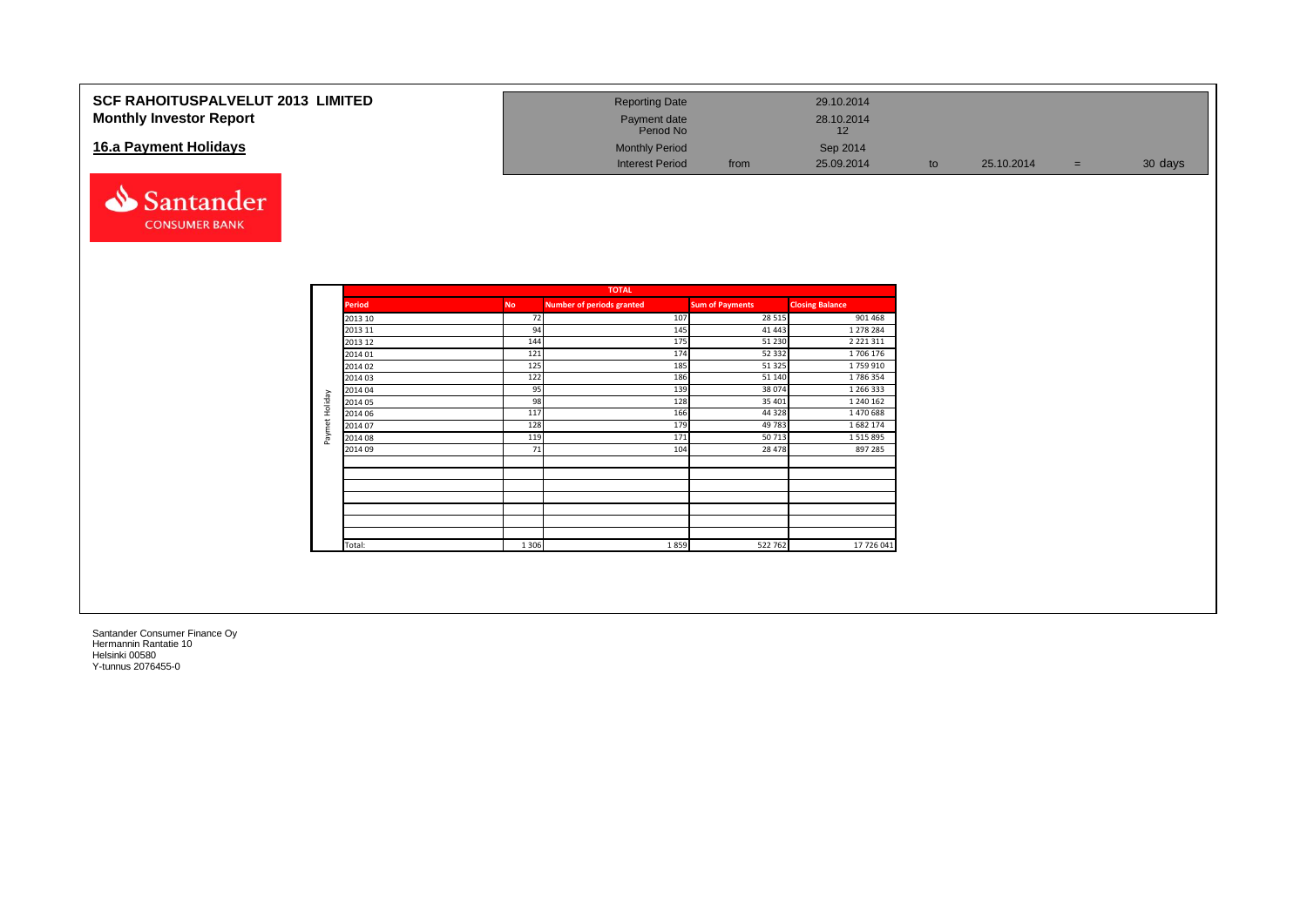**SCF RAHOITUSPALVELUT 2013 LIMITED**
**Monthly Investor Report**

## 16.a Payment Holidays

| | | | | | | |
|---|---|---|---|---|---|---|
| Reporting Date | | 29.10.2014 | | | | |
| Payment date | | 28.10.2014 | | | | |
| Period No | | 12 | | | | |
| Monthly Period | | Sep 2014 | | | | |
| Interest Period | from | 25.09.2014 | to | 25.10.2014 | = | 30 days |

Santander CONSUMER BANK

| | TOTAL | | | | |
|---|---|---|---|---|---|
| | Period | No | Number of periods granted | Sum of Payments | Closing Balance |
| Paymet Holiday | 2013 10 | 72 | 107 | 28 515 | 901 468 |
| | 2013 11 | 94 | 145 | 41 443 | 1 278 284 |
| | 2013 12 | 144 | 175 | 51 230 | 2 221 311 |
| | 2014 01 | 121 | 174 | 52 332 | 1 706 176 |
| | 2014 02 | 125 | 185 | 51 325 | 1 759 910 |
| | 2014 03 | 122 | 186 | 51 140 | 1 786 354 |
| | 2014 04 | 95 | 139 | 38 074 | 1 266 333 |
| | 2014 05 | 98 | 128 | 35 401 | 1 240 162 |
| | 2014 06 | 117 | 166 | 44 328 | 1 470 688 |
| | 2014 07 | 128 | 179 | 49 783 | 1 682 174 |
| | 2014 08 | 119 | 171 | 50 713 | 1 515 895 |
| | 2014 09 | 71 | 104 | 28 478 | 897 285 |
| | Total: | 1 306 | 1 859 | 522 762 | 17 726 041 |

Santander Consumer Finance Oy
Hermannin Rantatie 10
Helsinki 00580
Y-tunnus 2076455-0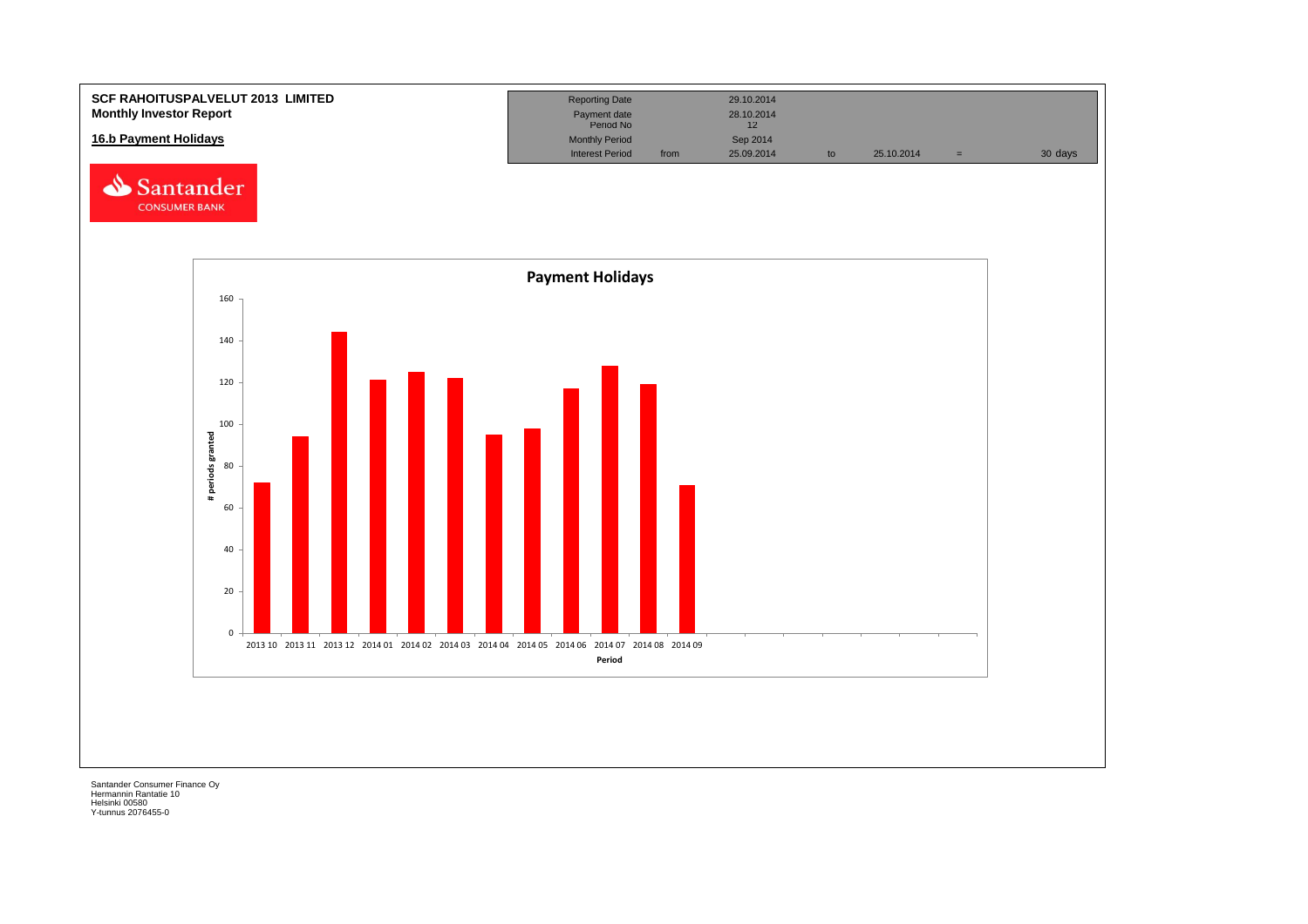**SCF RAHOITUSPALVELUT 2013 LIMITED**
**Monthly Investor Report**

## 16.b Payment Holidays

| | | | | | | |
|---|---|---|---|---|---|---|
| Reporting Date | | 29.10.2014 | | | | |
| Payment date | | 28.10.2014 | | | | |
| Period No | | 12 | | | | |
| Monthly Period | | Sep 2014 | | | | |
| Interest Period | from | 25.09.2014 | to | 25.10.2014 | = | 30 days |

**Payment Holidays**

| Period | # periods granted |
|---|---|
| 2013 10 | 72 |
| 2013 11 | 94 |
| 2013 12 | 144 |
| 2014 01 | 121 |
| 2014 02 | 125 |
| 2014 03 | 122 |
| 2014 04 | 95 |
| 2014 05 | 98 |
| 2014 06 | 117 |
| 2014 07 | 128 |
| 2014 08 | 119 |
| 2014 09 | 71 |

Santander Consumer Finance Oy
Hermannin Rantatie 10
Helsinki 00580
Y-tunnus 2076455-0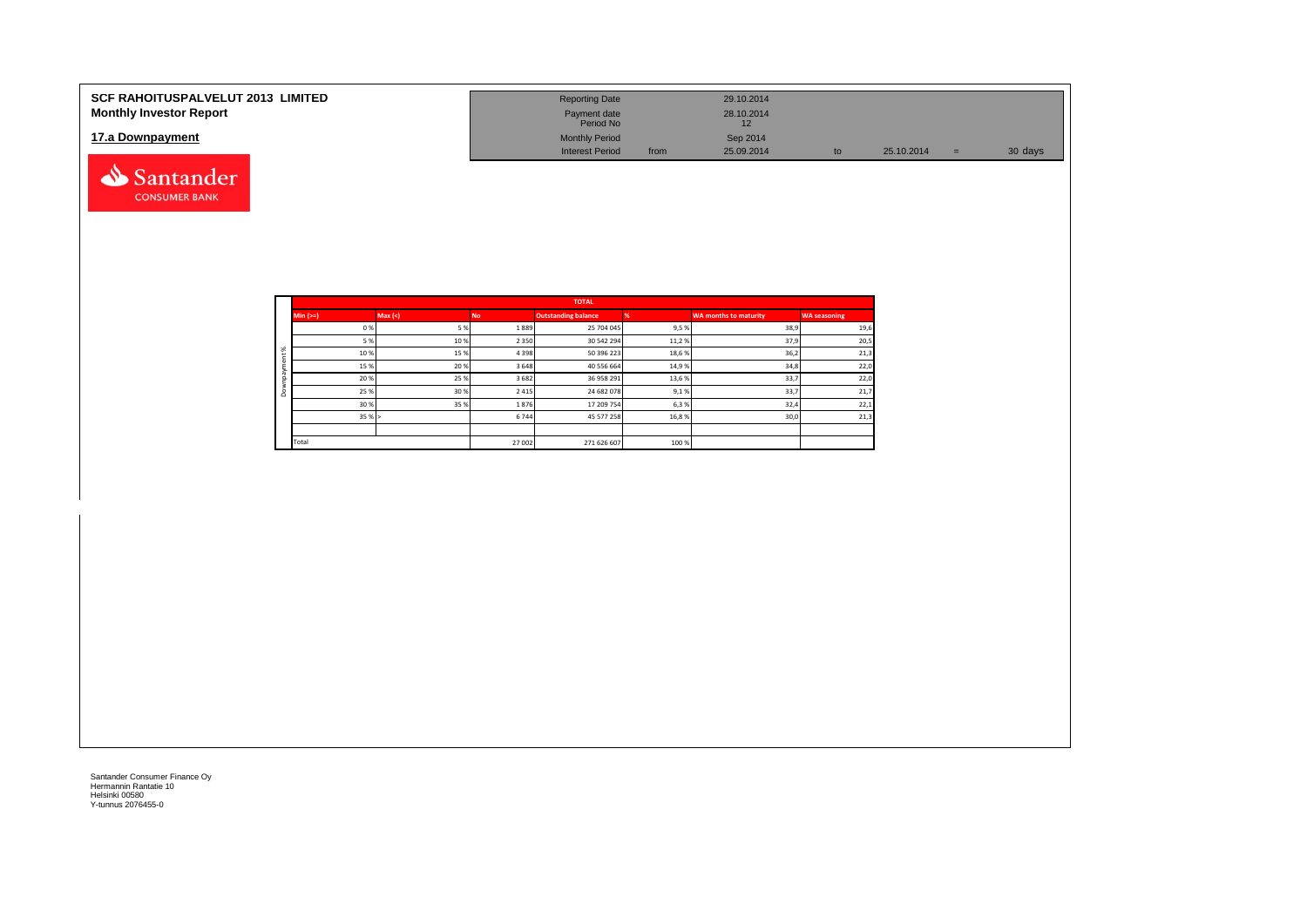**SCF RAHOITUSPALVELUT 2013 LIMITED**
**Monthly Investor Report**

## 17.a Downpayment

| | | | | | |
|---|---|---|---|---|---|
| Reporting Date | | 29.10.2014 | | | |
| Payment date | | 28.10.2014 | | | |
| Period No | | 12 | | | |
| Monthly Period | | Sep 2014 | | | |
| Interest Period | from | 25.09.2014 | to | 25.10.2014 = | 30 days |

| | TOTAL | | | | | | |
|---|---|---|---|---|---|---|---|
| | Min (>=) | Max (<) | No | Outstanding balance | % | WA months to maturity | WA seasoning |
| Downpayment % | 0 % | 5 % | 1 889 | 25 704 045 | 9,5 % | 38,9 | 19,6 |
| | 5 % | 10 % | 2 350 | 30 542 294 | 11,2 % | 37,9 | 20,5 |
| | 10 % | 15 % | 4 398 | 50 396 223 | 18,6 % | 36,2 | 21,3 |
| | 15 % | 20 % | 3 648 | 40 556 664 | 14,9 % | 34,8 | 22,0 |
| | 20 % | 25 % | 3 682 | 36 958 291 | 13,6 % | 33,7 | 22,0 |
| | 25 % | 30 % | 2 415 | 24 682 078 | 9,1 % | 33,7 | 21,7 |
| | 30 % | 35 % | 1 876 | 17 209 754 | 6,3 % | 32,4 | 22,1 |
| | 35 % | > | 6 744 | 45 577 258 | 16,8 % | 30,0 | 21,3 |
| | | | | | | | |
| | Total | | 27 002 | 271 626 607 | 100 % | | |

Santander Consumer Finance Oy
Hermannin Rantatie 10
Helsinki 00580
Y-tunnus 2076455-0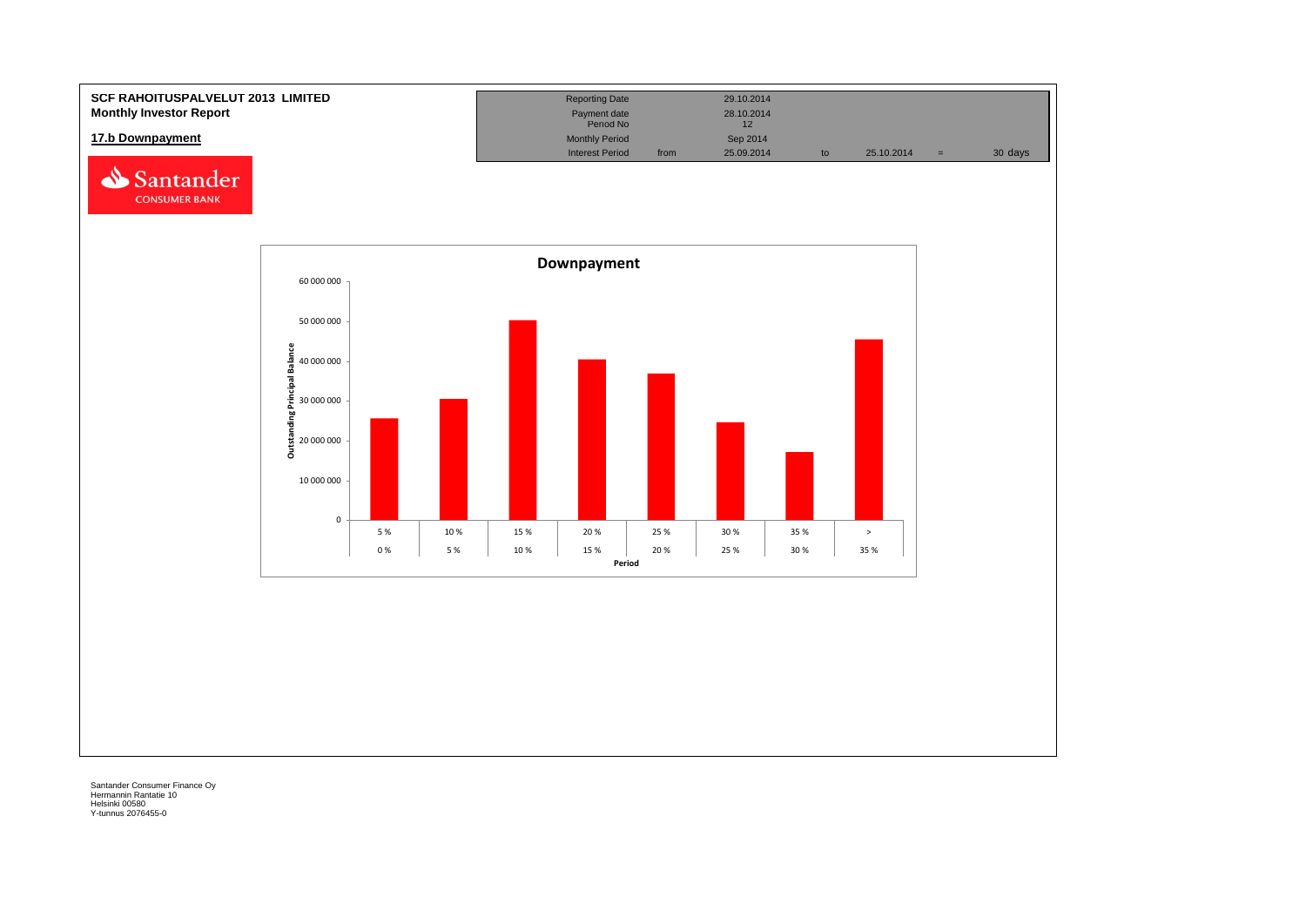**SCF RAHOITUSPALVELUT 2013 LIMITED**
**Monthly Investor Report**

**17.b Downpayment**

| Reporting Date | | 29.10.2014 | | | | |
|---|---|---|---|---|---|---|
| Payment date | | 28.10.2014 | | | | |
| Period No | | 12 | | | | |
| Monthly Period | | Sep 2014 | | | | |
| Interest Period | from | 25.09.2014 | to | 25.10.2014 | = | 30 days |

**Downpayment**

Outstanding Principal Balance

| Period | |
|---|---|
| 0 % – 5 % | |
| 5 % – 10 % | |
| 10 % – 15 % | |
| 15 % – 20 % | |
| 20 % – 25 % | |
| 25 % – 30 % | |
| 30 % – 35 % | |
| > 35 % | |

Santander Consumer Finance Oy
Hermannin Rantatie 10
Helsinki 00580
Y-tunnus 2076455-0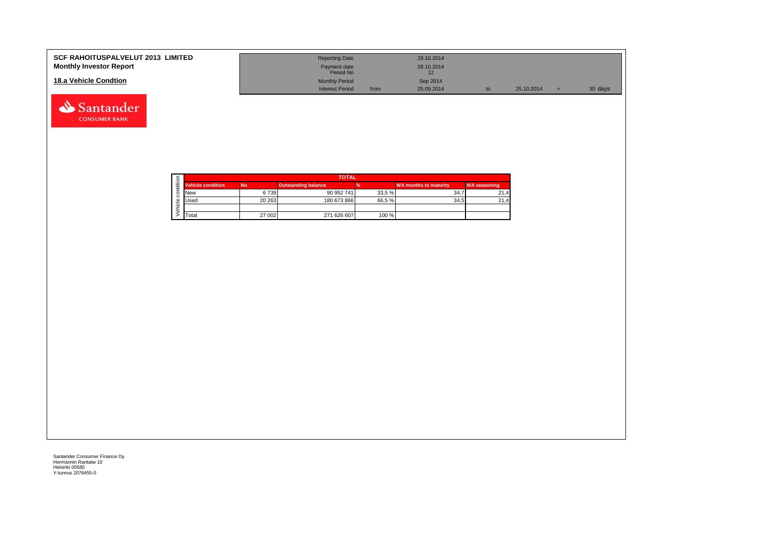**SCF RAHOITUSPALVELUT 2013 LIMITED**
**Monthly Investor Report**

**18.a Vehicle Condtion**

| | | | | | |
|---|---|---|---|---|---|
| Reporting Date | | 29.10.2014 | | | |
| Payment date | | 28.10.2014 | | | |
| Period No | | 12 | | | |
| Monthly Period | | Sep 2014 | | | |
| Interest Period | from | 25.09.2014 | to | 25.10.2014 | = 30 days |

| TOTAL | | | | | |
|---|---|---|---|---|---|
| **Vehicle condition** | **No** | **Outstanding balance** | **%** | **WA months to maturity** | **WA seasoning** |
| New | 6 739 | 90 952 741 | 33,5 % | 34,7 | 21,4 |
| Used | 20 263 | 180 673 866 | 66,5 % | 34,5 | 21,4 |
| | | | | | |
| Total | 27 002 | 271 626 607 | 100 % | | |

Santander Consumer Finance Oy
Hermannin Rantatie 10
Helsinki 00580
Y-tunnus 2076455-0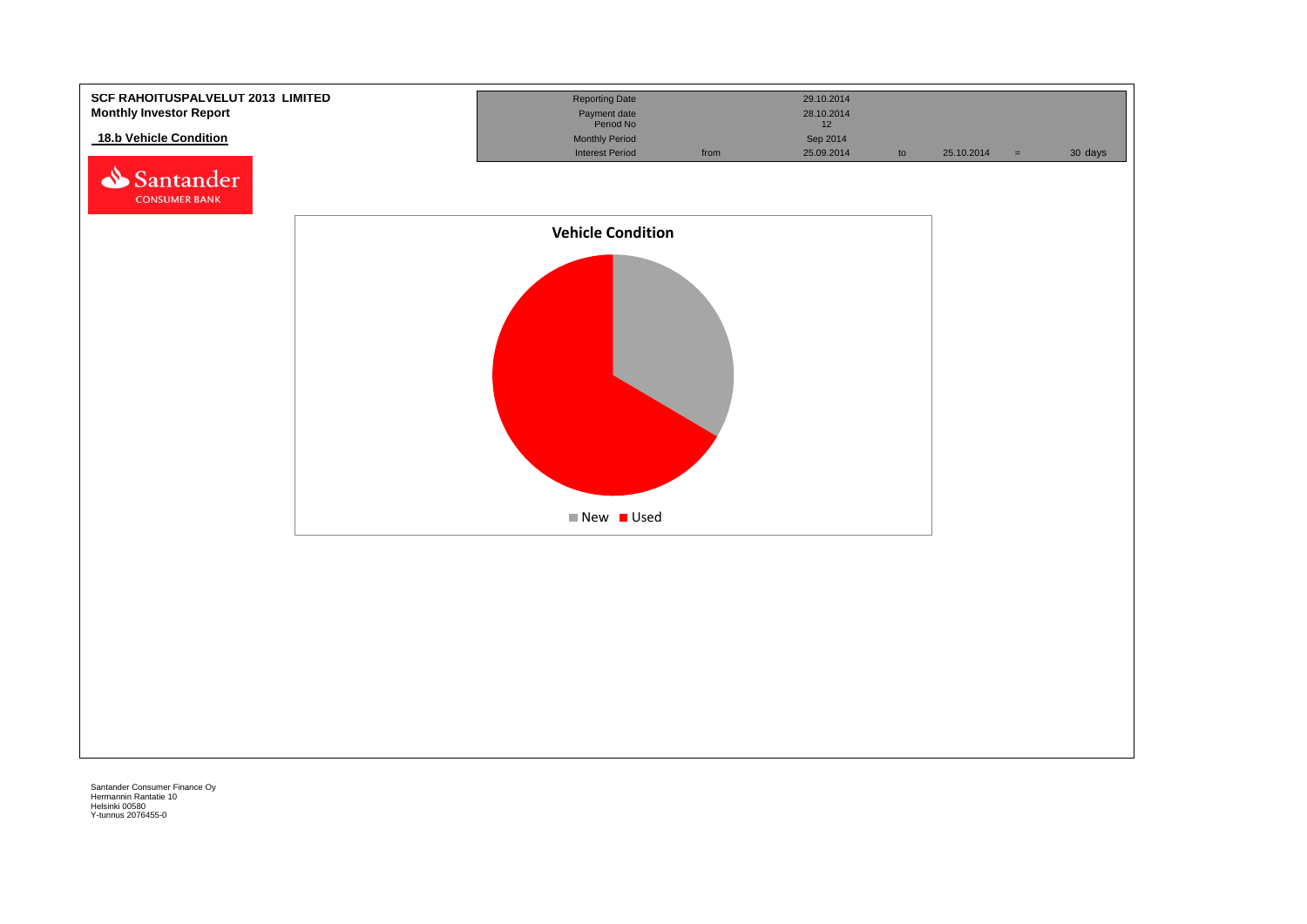**SCF RAHOITUSPALVELUT 2013 LIMITED**
**Monthly Investor Report**

## 18.b Vehicle Condition

| Reporting Date | | 29.10.2014 | | | | |
|---|---|---|---|---|---|---|
| Payment date Period No | | 28.10.2014 12 | | | | |
| Monthly Period | | Sep 2014 | | | | |
| Interest Period | from | 25.09.2014 | to | 25.10.2014 | = | 30 days |

**Vehicle Condition**

New / Used

Santander Consumer Finance Oy
Hermannin Rantatie 10
Helsinki 00580
Y-tunnus 2076455-0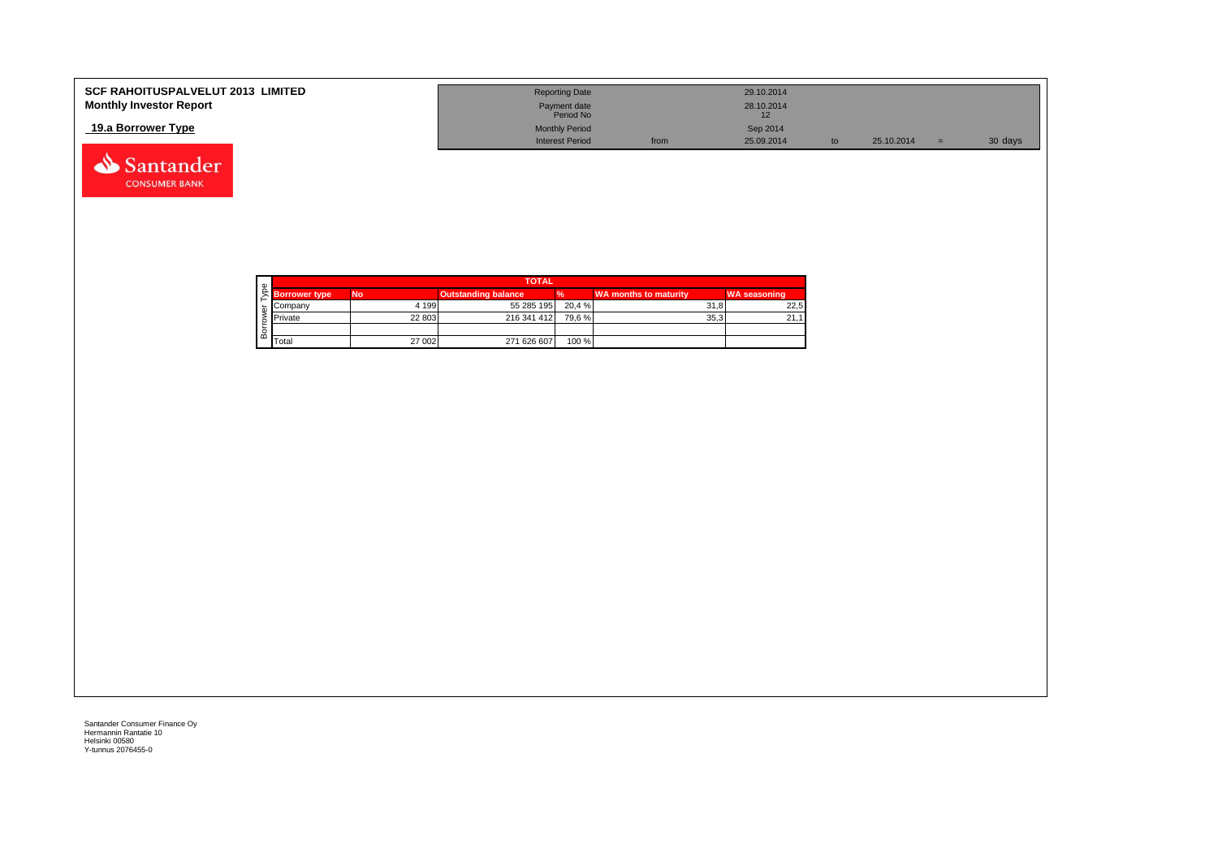**SCF RAHOITUSPALVELUT 2013 LIMITED**
**Monthly Investor Report**

**19.a Borrower Type**

| Reporting Date | | 29.10.2014 | | | | |
|---|---|---|---|---|---|---|
| Payment date | | 28.10.2014 | | | | |
| Period No | | 12 | | | | |
| Monthly Period | | Sep 2014 | | | | |
| Interest Period | from | 25.09.2014 | to | 25.10.2014 | = | 30 days |

| | TOTAL | | | | |
|---|---|---|---|---|---|
| **Borrower type** | **No** | **Outstanding balance** | **%** | **WA months to maturity** | **WA seasoning** |
| Company | 4 199 | 55 285 195 | 20,4 % | 31,8 | 22,5 |
| Private | 22 803 | 216 341 412 | 79,6 % | 35,3 | 21,1 |
| | | | | | |
| Total | 27 002 | 271 626 607 | 100 % | | |

Santander Consumer Finance Oy
Hermannin Rantatie 10
Helsinki 00580
Y-tunnus 2076455-0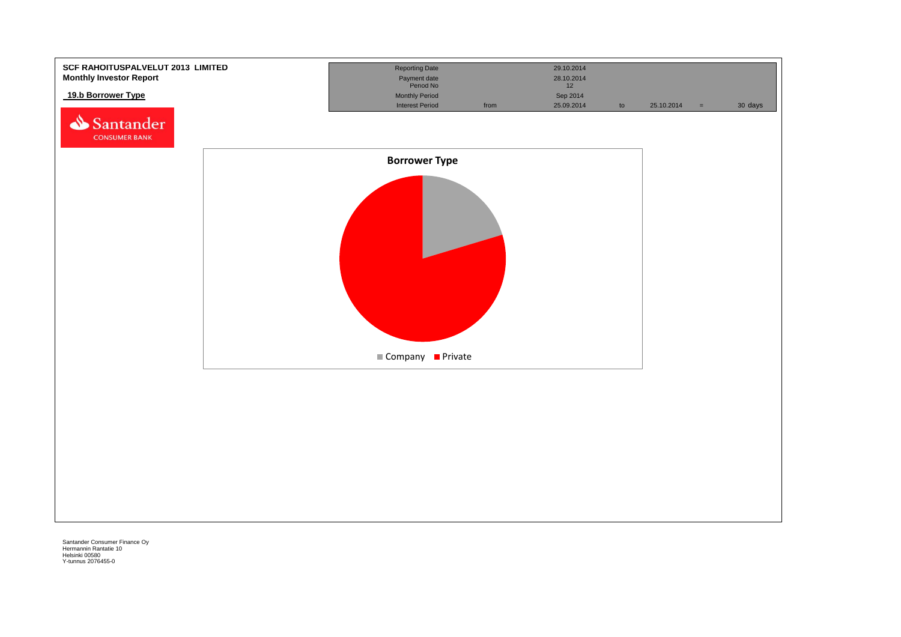**SCF RAHOITUSPALVELUT 2013 LIMITED**
**Monthly Investor Report**

**19.b Borrower Type**

| | | | | | | |
|---|---|---|---|---|---|---|
| Reporting Date | | 29.10.2014 | | | | |
| Payment date Period No | | 28.10.2014 12 | | | | |
| Monthly Period | | Sep 2014 | | | | |
| Interest Period | from | 25.09.2014 | to | 25.10.2014 | = | 30 days |

Santander CONSUMER BANK

**Borrower Type**

Company Private

Santander Consumer Finance Oy
Hermannin Rantatie 10
Helsinki 00580
Y-tunnus 2076455-0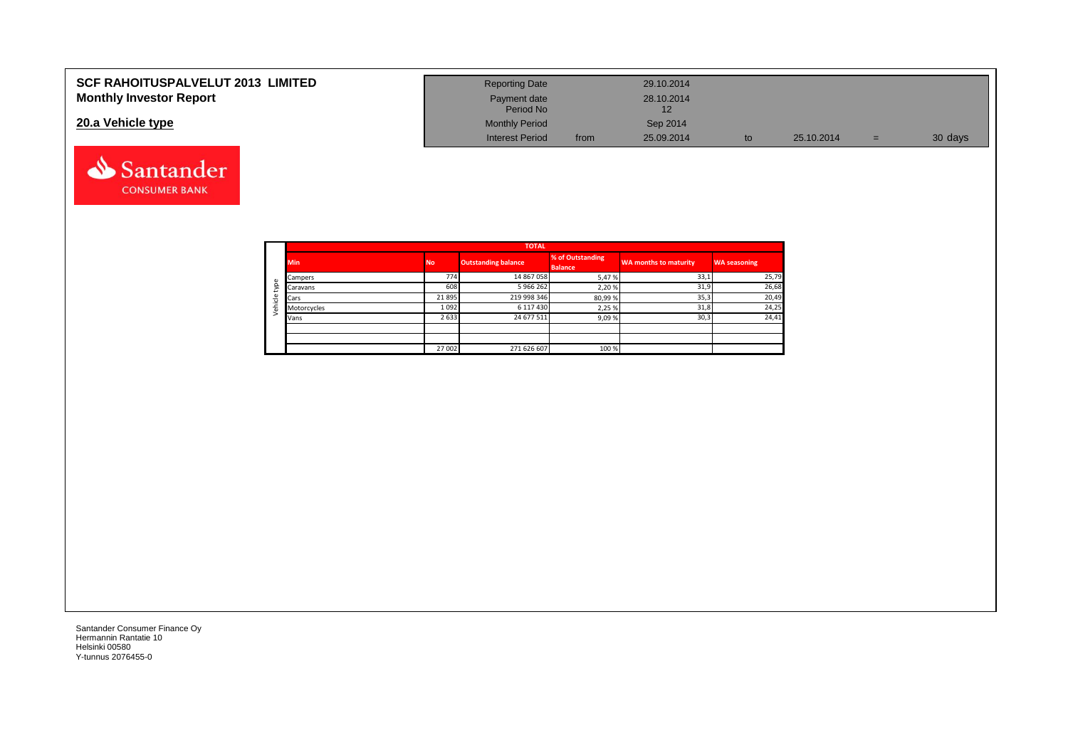# SCF RAHOITUSPALVELUT 2013 LIMITED
## Monthly Investor Report

## 20.a Vehicle type

| | | | | | |
|---|---|---|---|---|---|
| Reporting Date | | 29.10.2014 | | | |
| Payment date | | 28.10.2014 | | | |
| Period No | | 12 | | | |
| Monthly Period | | Sep 2014 | | | |
| Interest Period | from | 25.09.2014 | to | 25.10.2014 | = 30 days |

| | TOTAL | | | | | |
|---|---|---|---|---|---|---|
| | Min | No | Outstanding balance | % of Outstanding Balance | WA months to maturity | WA seasoning |
| Vehicle type | Campers | 774 | 14 867 058 | 5,47 % | 33,1 | 25,79 |
| | Caravans | 608 | 5 966 262 | 2,20 % | 31,9 | 26,68 |
| | Cars | 21 895 | 219 998 346 | 80,99 % | 35,3 | 20,49 |
| | Motorcycles | 1 092 | 6 117 430 | 2,25 % | 31,8 | 24,25 |
| | Vans | 2 633 | 24 677 511 | 9,09 % | 30,3 | 24,41 |
| | | | | | | |
| | | | | | | |
| | | 27 002 | 271 626 607 | 100 % | | |

Santander Consumer Finance Oy
Hermannin Rantatie 10
Helsinki 00580
Y-tunnus 2076455-0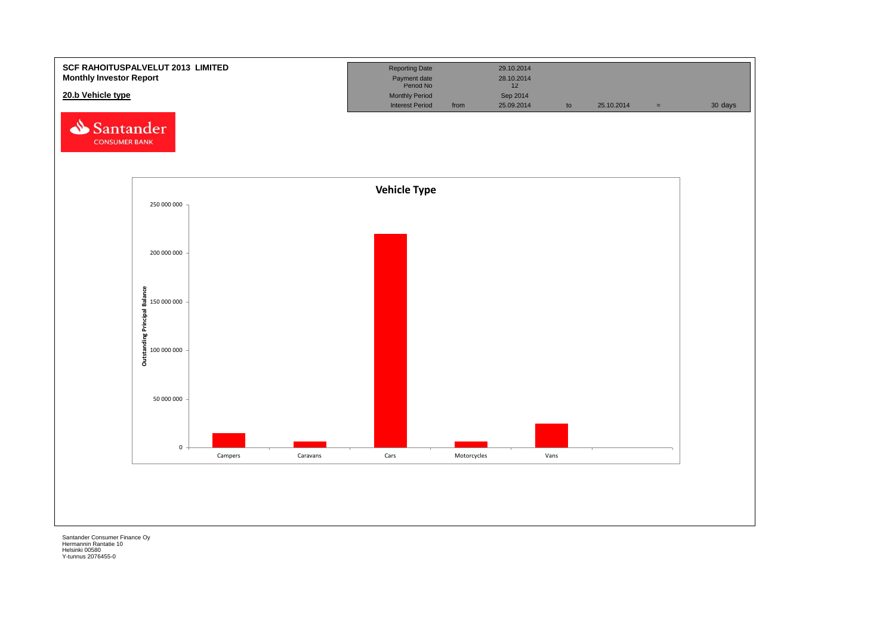**SCF RAHOITUSPALVELUT 2013 LIMITED**
**Monthly Investor Report**

**20.b Vehicle type**

| Reporting Date | | 29.10.2014 | | | | |
|---|---|---|---|---|---|---|
| Payment date | | 28.10.2014 | | | | |
| Period No | | 12 | | | | |
| Monthly Period | | Sep 2014 | | | | |
| Interest Period | from | 25.09.2014 | to | 25.10.2014 | = | 30 days |

Santander CONSUMER BANK

**Vehicle Type**

Outstanding Principal Balance

250 000 000
200 000 000
150 000 000
100 000 000
50 000 000
0

Campers | Caravans | Cars | Motorcycles | Vans

Santander Consumer Finance Oy
Hermannin Rantatie 10
Helsinki 00580
Y-tunnus 2076455-0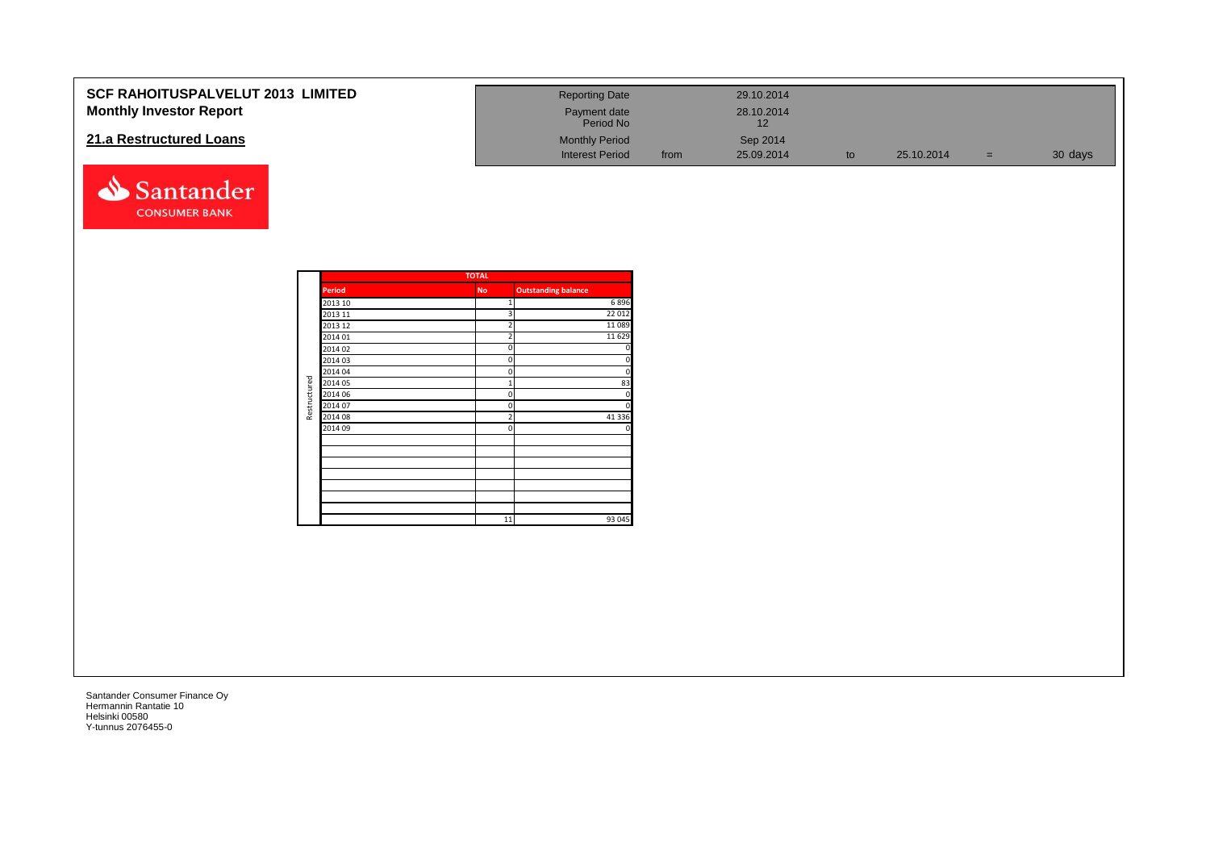**SCF RAHOITUSPALVELUT 2013 LIMITED**
**Monthly Investor Report**

## 21.a Restructured Loans

| Reporting Date | | 29.10.2014 | | | | |
|---|---|---|---|---|---|---|
| Payment date | | 28.10.2014 | | | | |
| Period No | | 12 | | | | |
| Monthly Period | | Sep 2014 | | | | |
| Interest Period | from | 25.09.2014 | to | 25.10.2014 | = | 30 days |

| | TOTAL | | |
|---|---|---|---|
| | Period | No | Outstanding balance |
| Restructured | 2013 10 | 1 | 6 896 |
| | 2013 11 | 3 | 22 012 |
| | 2013 12 | 2 | 11 089 |
| | 2014 01 | 2 | 11 629 |
| | 2014 02 | 0 | 0 |
| | 2014 03 | 0 | 0 |
| | 2014 04 | 0 | 0 |
| | 2014 05 | 1 | 83 |
| | 2014 06 | 0 | 0 |
| | 2014 07 | 0 | 0 |
| | 2014 08 | 2 | 41 336 |
| | 2014 09 | 0 | 0 |
| | | 11 | 93 045 |

Santander Consumer Finance Oy
Hermannin Rantatie 10
Helsinki 00580
Y-tunnus 2076455-0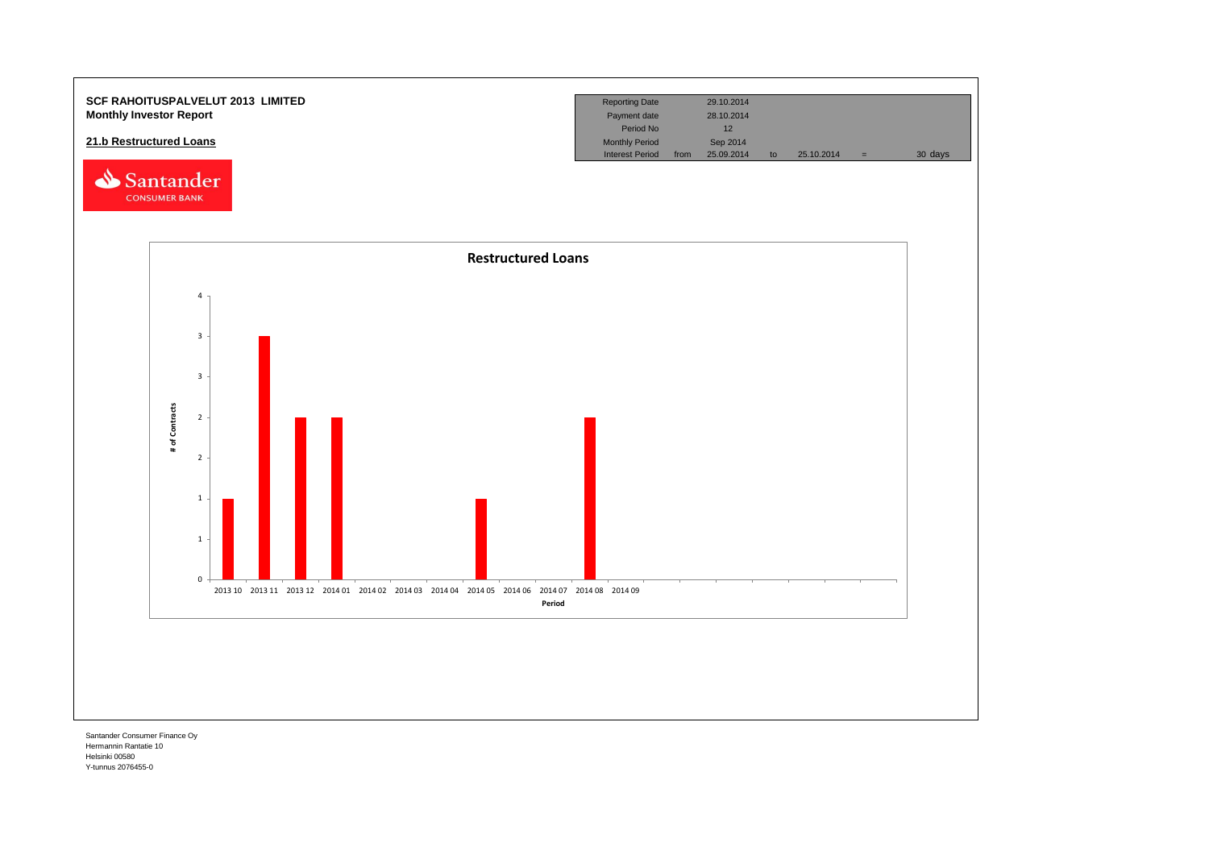**SCF RAHOITUSPALVELUT 2013 LIMITED**
**Monthly Investor Report**

## 21.b Restructured Loans

| Reporting Date | | 29.10.2014 | | | | |
|---|---|---|---|---|---|---|
| Payment date | | 28.10.2014 | | | | |
| Period No | | 12 | | | | |
| Monthly Period | | Sep 2014 | | | | |
| Interest Period | from | 25.09.2014 | to | 25.10.2014 | = | 30 days |

**Restructured Loans**

| Period | # of Contracts |
|---|---|
| 2013 10 | 1 |
| 2013 11 | 3 |
| 2013 12 | 2 |
| 2014 01 | 2 |
| 2014 02 | 0 |
| 2014 03 | 0 |
| 2014 04 | 0 |
| 2014 05 | 1 |
| 2014 06 | 0 |
| 2014 07 | 0 |
| 2014 08 | 2 |
| 2014 09 | 0 |

Santander Consumer Finance Oy
Hermannin Rantatie 10
Helsinki 00580
Y-tunnus 2076455-0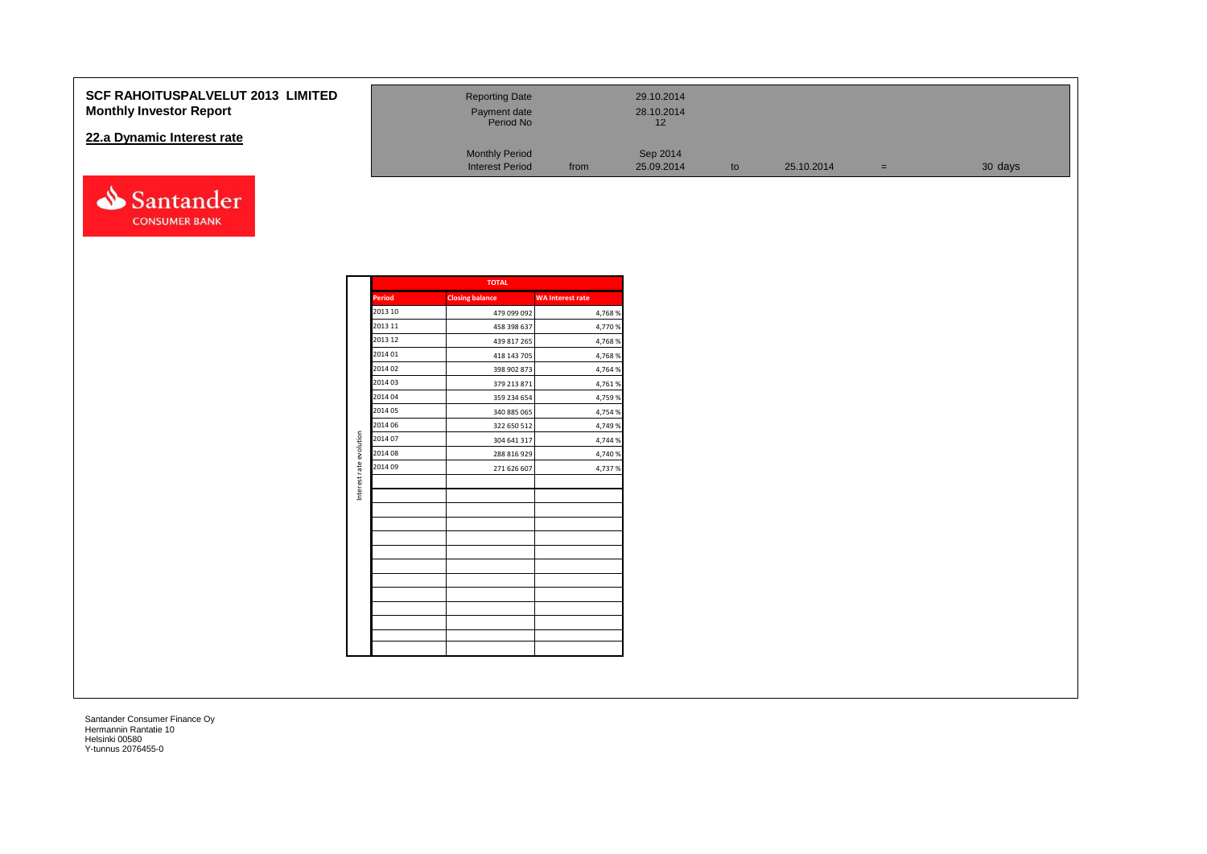**SCF RAHOITUSPALVELUT 2013 LIMITED**
**Monthly Investor Report**

## 22.a Dynamic Interest rate

| | | | | | | |
|---|---|---|---|---|---|---|
| Reporting Date | | 29.10.2014 | | | | |
| Payment date | | 28.10.2014 | | | | |
| Period No | | 12 | | | | |
| Monthly Period | | Sep 2014 | | | | |
| Interest Period | from | 25.09.2014 | to | 25.10.2014 | = | 30 days |

Interest rate evolution

| TOTAL | | |
|---|---|---|
| Period | Closing balance | WA Interest rate |
| 2013 10 | 479 099 092 | 4,768 % |
| 2013 11 | 458 398 637 | 4,770 % |
| 2013 12 | 439 817 265 | 4,768 % |
| 2014 01 | 418 143 705 | 4,768 % |
| 2014 02 | 398 902 873 | 4,764 % |
| 2014 03 | 379 213 871 | 4,761 % |
| 2014 04 | 359 234 654 | 4,759 % |
| 2014 05 | 340 885 065 | 4,754 % |
| 2014 06 | 322 650 512 | 4,749 % |
| 2014 07 | 304 641 317 | 4,744 % |
| 2014 08 | 288 816 929 | 4,740 % |
| 2014 09 | 271 626 607 | 4,737 % |

Santander Consumer Finance Oy
Hermannin Rantatie 10
Helsinki 00580
Y-tunnus 2076455-0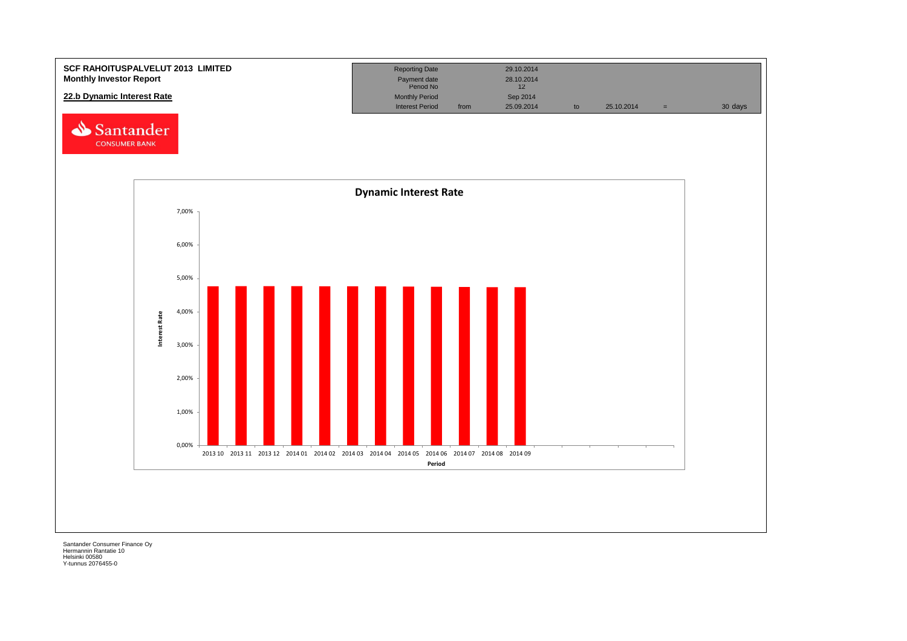**SCF RAHOITUSPALVELUT 2013 LIMITED**
**Monthly Investor Report**

**22.b Dynamic Interest Rate**

| | | | | | | |
|---|---|---|---|---|---|---|
| Reporting Date | | 29.10.2014 | | | | |
| Payment date | | 28.10.2014 | | | | |
| Period No | | 12 | | | | |
| Monthly Period | | Sep 2014 | | | | |
| Interest Period | from | 25.09.2014 | to | 25.10.2014 | = | 30 days |

**Dynamic Interest Rate**

Interest Rate

7,00%
6,00%
5,00%
4,00%
3,00%
2,00%
1,00%
0,00%

2013 10 | 2013 11 | 2013 12 | 2014 01 | 2014 02 | 2014 03 | 2014 04 | 2014 05 | 2014 06 | 2014 07 | 2014 08 | 2014 09

Period

Santander Consumer Finance Oy
Hermannin Rantatie 10
Helsinki 00580
Y-tunnus 2076455-0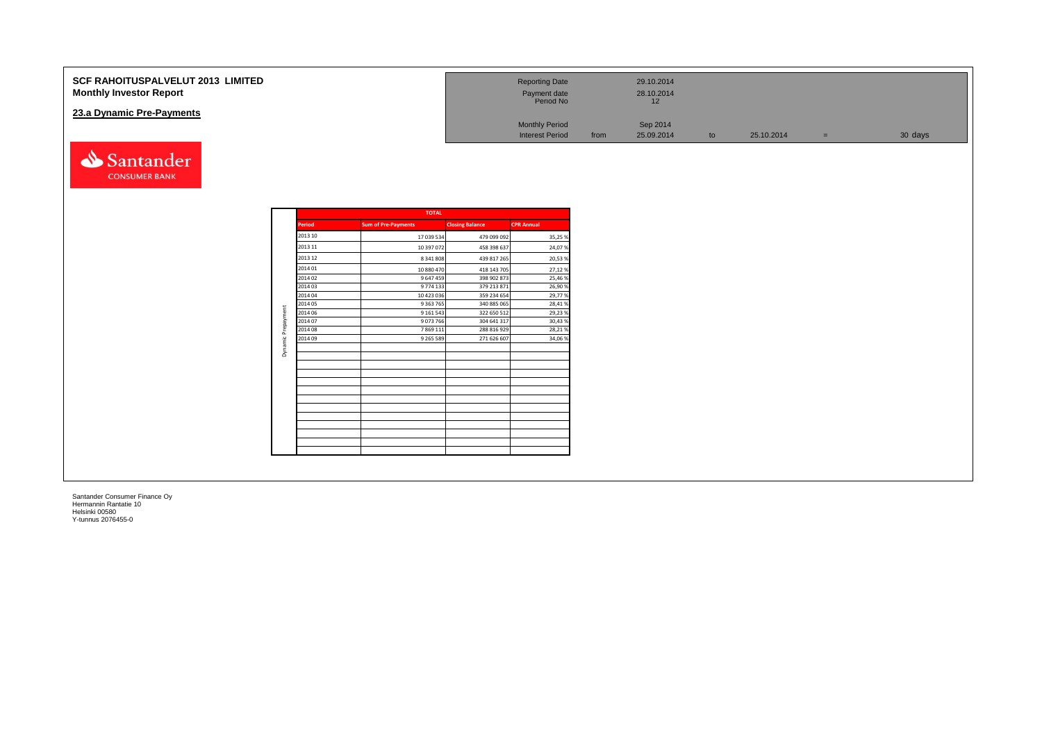# SCF RAHOITUSPALVELUT 2013 LIMITED
## Monthly Investor Report

### 23.a Dynamic Pre-Payments

| | | | | | | |
|---|---|---|---|---|---|---|
| Reporting Date | | 29.10.2014 | | | | |
| Payment date | | 28.10.2014 | | | | |
| Period No | | 12 | | | | |
| Monthly Period | | Sep 2014 | | | | |
| Interest Period | from | 25.09.2014 | to | 25.10.2014 | = | 30 days |

Santander CONSUMER BANK

| | TOTAL | | | |
|---|---|---|---|---|
| | Period | Sum of Pre-Payments | Closing Balance | CPR Annual |
| Dynamic Prepayment | 2013 10 | 17 039 534 | 479 099 092 | 35,25 % |
| | 2013 11 | 10 397 072 | 458 398 637 | 24,07 % |
| | 2013 12 | 8 341 808 | 439 817 265 | 20,53 % |
| | 2014 01 | 10 880 470 | 418 143 705 | 27,12 % |
| | 2014 02 | 9 647 459 | 398 902 873 | 25,46 % |
| | 2014 03 | 9 774 133 | 379 213 871 | 26,90 % |
| | 2014 04 | 10 423 036 | 359 234 654 | 29,77 % |
| | 2014 05 | 9 363 765 | 340 885 065 | 28,41 % |
| | 2014 06 | 9 161 543 | 322 650 512 | 29,23 % |
| | 2014 07 | 9 073 766 | 304 641 317 | 30,43 % |
| | 2014 08 | 7 869 111 | 288 816 929 | 28,21 % |
| | 2014 09 | 9 265 589 | 271 626 607 | 34,06 % |

Santander Consumer Finance Oy
Hermannin Rantatie 10
Helsinki 00580
Y-tunnus 2076455-0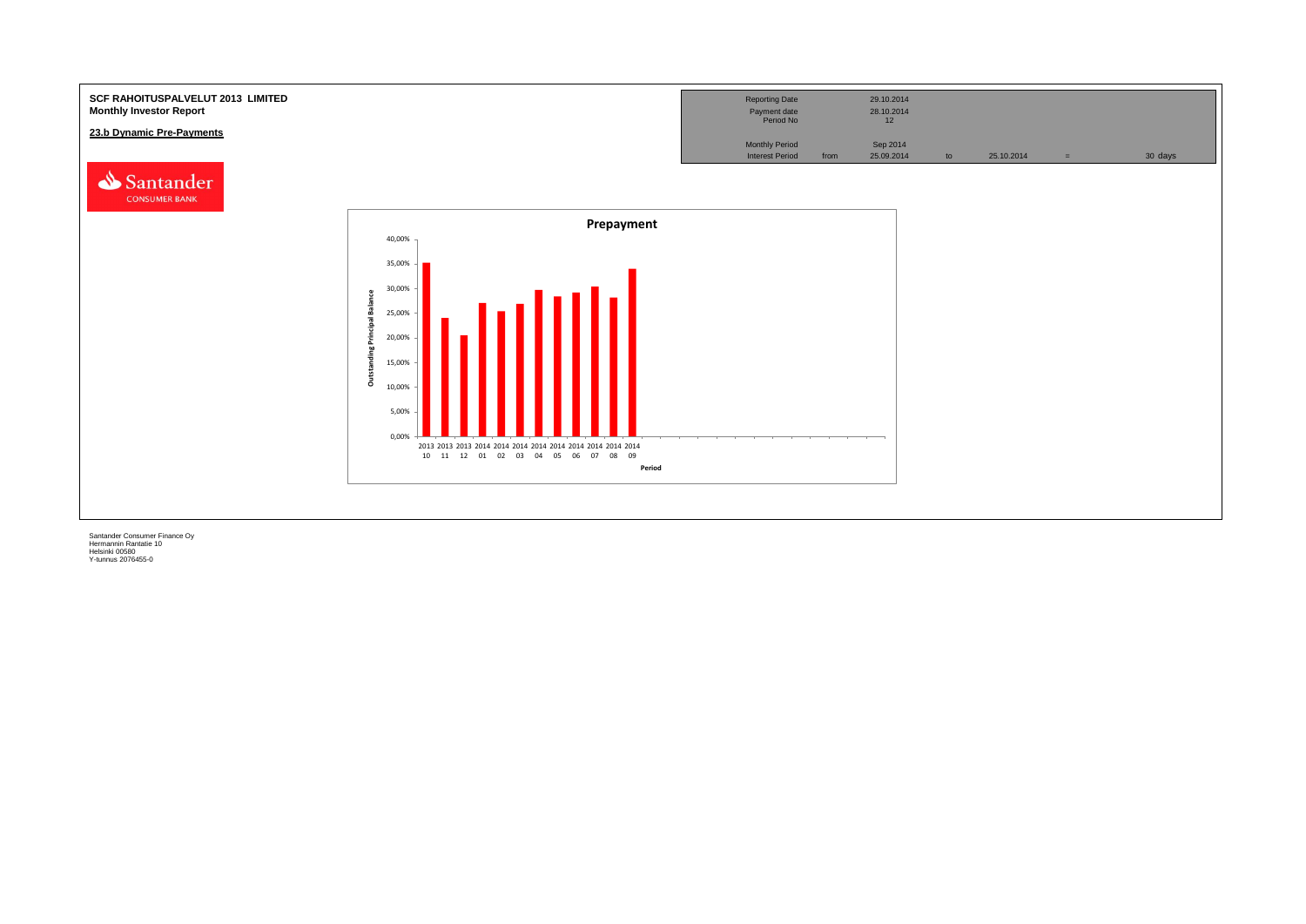**SCF RAHOITUSPALVELUT 2013 LIMITED**
**Monthly Investor Report**

**23.b Dynamic Pre-Payments**

| Reporting Date | | 29.10.2014 | | | | |
|---|---|---|---|---|---|---|
| Payment date | | 28.10.2014 | | | | |
| Period No | | 12 | | | | |
| Monthly Period | | Sep 2014 | | | | |
| Interest Period | from | 25.09.2014 | to | 25.10.2014 | = | 30 days |

**Prepayment**

Outstanding Principal Balance

40,00%
35,00%
30,00%
25,00%
20,00%
15,00%
10,00%
5,00%
0,00%

2013 10, 2013 11, 2013 12, 2014 01, 2014 02, 2014 03, 2014 04, 2014 05, 2014 06, 2014 07, 2014 08, 2014 09

Period

Santander Consumer Finance Oy
Hermannin Rantatie 10
Helsinki 00580
Y-tunnus 2076455-0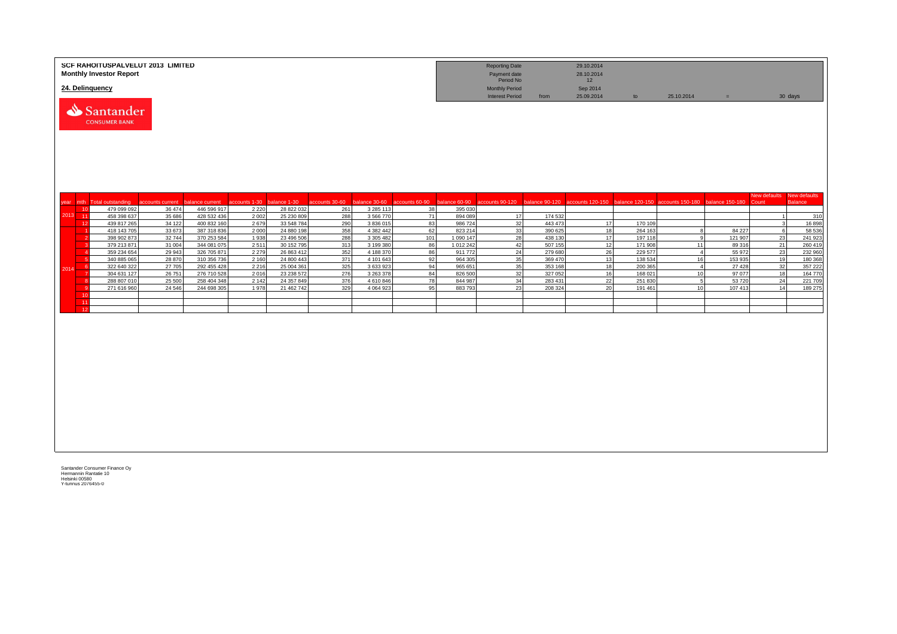**SCF RAHOITUSPALVELUT 2013 LIMITED**
**Monthly Investor Report**

**24. Delinquency**

| | | | | | |
|---|---|---|---|---|---|
| Reporting Date | | 29.10.2014 | | | |
| Payment date | | 28.10.2014 | | | |
| Period No | | 12 | | | |
| Monthly Period | | Sep 2014 | | | |
| Interest Period | from | 25.09.2014 | to | 25.10.2014 | = 30 days |

| year | mth | Total outstanding | accounts current | balance current | accounts 1-30 | balance 1-30 | accounts 30-60 | balance 30-60 | accounts 60-90 | balance 60-90 | accounts 90-120 | balance 90-120 | accounts 120-150 | balance 120-150 | accounts 150-180 | balance 150-180 | New defaults Count | New defaults Balance |
|---|---|---|---|---|---|---|---|---|---|---|---|---|---|---|---|---|---|---|
| 2013 | 10 | 479 099 092 | 36 474 | 446 596 917 | 2 220 | 28 822 032 | 261 | 3 285 113 | 38 | 395 030 | | | | | | | | |
| | 11 | 458 398 637 | 35 686 | 428 532 436 | 2 002 | 25 230 809 | 288 | 3 566 770 | 71 | 894 089 | 17 | 174 532 | | | | | 1 | 310 |
| | 12 | 439 817 265 | 34 122 | 400 832 160 | 2 679 | 33 548 784 | 290 | 3 836 015 | 83 | 986 724 | 32 | 443 473 | 17 | 170 109 | | | 3 | 16 898 |
| 2014 | 1 | 418 143 705 | 33 673 | 387 318 836 | 2 000 | 24 880 198 | 358 | 4 382 442 | 62 | 823 214 | 33 | 390 625 | 18 | 264 163 | 8 | 84 227 | 6 | 58 536 |
| | 2 | 398 902 873 | 32 744 | 370 253 584 | 1 938 | 23 496 506 | 288 | 3 305 482 | 101 | 1 090 147 | 28 | 438 130 | 17 | 197 118 | 9 | 121 907 | 23 | 241 923 |
| | 3 | 379 213 871 | 31 004 | 344 081 075 | 2 511 | 30 152 795 | 313 | 3 199 380 | 86 | 1 012 242 | 42 | 507 155 | 12 | 171 908 | 11 | 89 316 | 21 | 260 419 |
| | 4 | 359 234 654 | 29 943 | 326 705 871 | 2 279 | 26 863 412 | 352 | 4 188 370 | 86 | 911 772 | 24 | 279 680 | 26 | 229 577 | 4 | 55 972 | 23 | 232 960 |
| | 5 | 340 885 065 | 28 870 | 310 356 736 | 2 160 | 24 800 443 | 371 | 4 101 643 | 92 | 964 305 | 35 | 369 470 | 13 | 138 534 | 16 | 153 935 | 19 | 180 368 |
| | 6 | 322 640 322 | 27 705 | 292 455 428 | 2 216 | 25 004 361 | 325 | 3 633 923 | 94 | 965 651 | 35 | 353 168 | 18 | 200 365 | 4 | 27 428 | 32 | 357 222 |
| | 7 | 304 631 127 | 26 751 | 276 710 528 | 2 016 | 23 238 572 | 276 | 3 263 378 | 84 | 826 500 | 32 | 327 052 | 16 | 168 021 | 10 | 97 077 | 18 | 164 770 |
| | 8 | 288 807 010 | 25 500 | 258 404 348 | 2 142 | 24 357 849 | 376 | 4 610 846 | 78 | 844 987 | 34 | 283 431 | 22 | 251 830 | 5 | 53 720 | 24 | 221 709 |
| | 9 | 271 616 960 | 24 546 | 244 698 305 | 1 978 | 21 462 742 | 329 | 4 064 923 | 95 | 883 793 | 23 | 208 324 | 20 | 191 461 | 10 | 107 413 | 14 | 189 275 |
| | 10 | | | | | | | | | | | | | | | | | |
| | 11 | | | | | | | | | | | | | | | | | |
| | 12 | | | | | | | | | | | | | | | | | |

Santander Consumer Finance Oy
Hermannin Rantatie 10
Helsinki 00580
Y-tunnus 2076455-0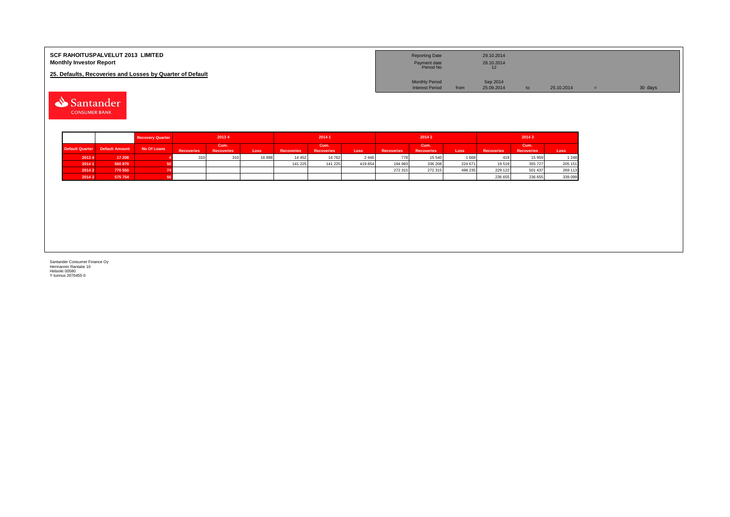**SCF RAHOITUSPALVELUT 2013 LIMITED**
**Monthly Investor Report**

**25. Defaults, Recoveries and Losses by Quarter of Default**

| | | | | | |
|---|---|---|---|---|---|
| Reporting Date | | 29.10.2014 | | | |
| Payment date | | 28.10.2014 | | | |
| Period No | | 12 | | | |
| Monthly Period | | Sep 2014 | | | |
| Interest Period | from | 25.09.2014 | to | 25.10.2014 | = 30 days |

| | | Recovery Quarter | 2013 4 | | | 2014 1 | | | 2014 2 | | | 2014 3 | | |
|---|---|---|---|---|---|---|---|---|---|---|---|---|---|---|
| Default Quarter | Default Amount | No Of Loans | Recoveries | Cum. Recoveries | Loss | Recoveries | Cum. Recoveries | Loss | Recoveries | Cum. Recoveries | Loss | Recoveries | Cum. Recoveries | Loss |
| 2013 4 | 17 208 | 4 | 310 | 310 | 16 898 | 14 452 | 14 762 | 2 446 | 778 | 15 540 | 1 668 | 419 | 15 959 | 1 248 |
| 2014 1 | 560 879 | 50 | | | | 141 225 | 141 225 | 419 654 | 194 983 | 336 208 | 224 671 | 19 519 | 355 727 | 205 151 |
| 2014 2 | 770 550 | 74 | | | | | | | 272 315 | 272 315 | 498 235 | 229 122 | 501 437 | 269 113 |
| 2014 3 | 575 754 | 56 | | | | | | | | | | 236 655 | 236 655 | 339 099 |

Santander Consumer Finance Oy
Hermannin Rantatie 10
Helsinki 00580
Y-tunnus 2076455-0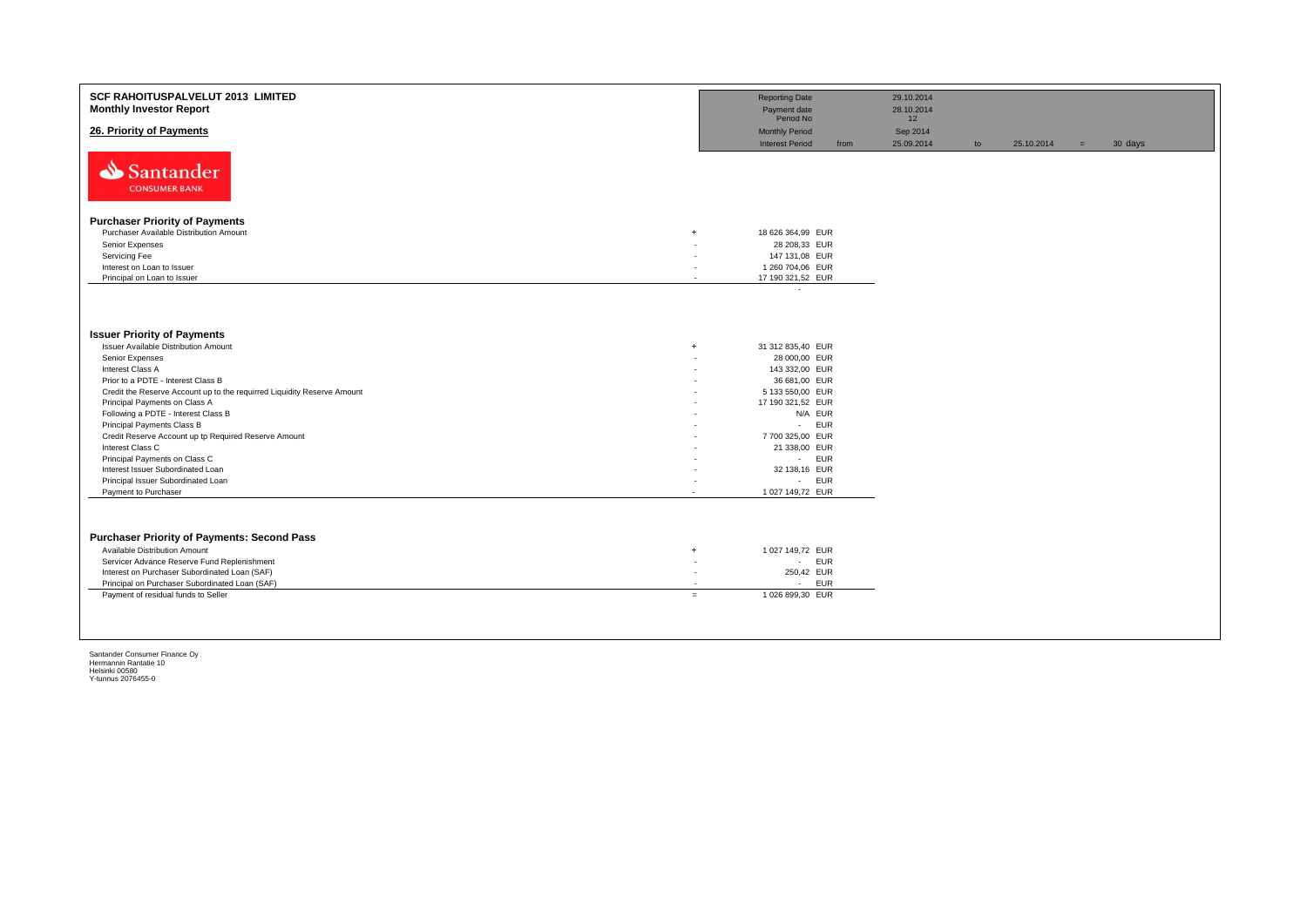**SCF RAHOITUSPALVELUT 2013 LIMITED**
**Monthly Investor Report**

## 26. Priority of Payments

| | | | | | |
|---|---|---|---|---|---|
| Reporting Date | | 29.10.2014 | | | |
| Payment date | | 28.10.2014 | | | |
| Period No | | 12 | | | |
| Monthly Period | | Sep 2014 | | | |
| Interest Period | from | 25.09.2014 | to | 25.10.2014 | = 30 days |

Santander CONSUMER BANK

### Purchaser Priority of Payments

| | | |
|---|---|---|
| Purchaser Available Distribution Amount | + | 18 626 364,99 EUR |
| Senior Expenses | - | 28 208,33 EUR |
| Servicing Fee | - | 147 131,08 EUR |
| Interest on Loan to Issuer | - | 1 260 704,06 EUR |
| Principal on Loan to Issuer | - | 17 190 321,52 EUR |
| | | - |

### Issuer Priority of Payments

| | | |
|---|---|---|
| Issuer Available Distribution Amount | + | 31 312 835,40 EUR |
| Senior Expenses | - | 28 000,00 EUR |
| Interest Class A | - | 143 332,00 EUR |
| Prior to a PDTE - Interest Class B | - | 36 681,00 EUR |
| Credit the Reserve Account up to the requirred Liquidity Reserve Amount | - | 5 133 550,00 EUR |
| Principal Payments on Class A | - | 17 190 321,52 EUR |
| Following a PDTE - Interest Class B | - | N/A EUR |
| Principal Payments Class B | - | - EUR |
| Credit Reserve Account up tp Required Reserve Amount | - | 7 700 325,00 EUR |
| Interest Class C | - | 21 338,00 EUR |
| Principal Payments on Class C | - | - EUR |
| Interest Issuer Subordinated Loan | - | 32 138,16 EUR |
| Principal Issuer Subordinated Loan | - | - EUR |
| Payment to Purchaser | - | 1 027 149,72 EUR |

### Purchaser Priority of Payments: Second Pass

| | | |
|---|---|---|
| Available Distribution Amount | + | 1 027 149,72 EUR |
| Servicer Advance Reserve Fund Replenishment | - | - EUR |
| Interest on Purchaser Subordinated Loan (SAF) | - | 250,42 EUR |
| Principal on Purchaser Subordinated Loan (SAF) | - | - EUR |
| Payment of residual funds to Seller | = | 1 026 899,30 EUR |

Santander Consumer Finance Oy
Hermannin Rantatie 10
Helsinki 00580
Y-tunnus 2076455-0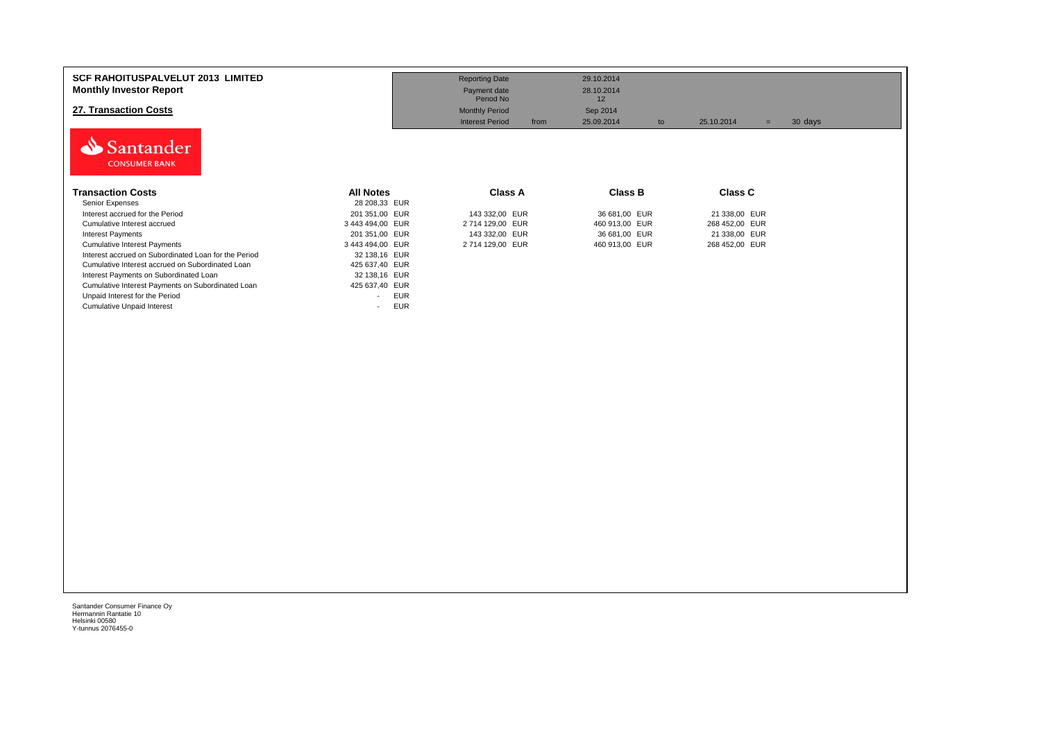**SCF RAHOITUSPALVELUT 2013 LIMITED**
**Monthly Investor Report**

## 27. Transaction Costs

| | | | | | | |
|---|---|---|---|---|---|---|
| Reporting Date | | 29.10.2014 | | | | |
| Payment date | | 28.10.2014 | | | | |
| Period No | | 12 | | | | |
| Monthly Period | | Sep 2014 | | | | |
| Interest Period | from | 25.09.2014 | to | 25.10.2014 | = | 30 days |

| Transaction Costs | All Notes | Class A | Class B | Class C |
|---|---|---|---|---|
| Senior Expenses | 28 208,33 EUR | | | |
| Interest accrued for the Period | 201 351,00 EUR | 143 332,00 EUR | 36 681,00 EUR | 21 338,00 EUR |
| Cumulative Interest accrued | 3 443 494,00 EUR | 2 714 129,00 EUR | 460 913,00 EUR | 268 452,00 EUR |
| Interest Payments | 201 351,00 EUR | 143 332,00 EUR | 36 681,00 EUR | 21 338,00 EUR |
| Cumulative Interest Payments | 3 443 494,00 EUR | 2 714 129,00 EUR | 460 913,00 EUR | 268 452,00 EUR |
| Interest accrued on Subordinated Loan for the Period | 32 138,16 EUR | | | |
| Cumulative Interest accrued on Subordinated Loan | 425 637,40 EUR | | | |
| Interest Payments on Subordinated Loan | 32 138,16 EUR | | | |
| Cumulative Interest Payments on Subordinated Loan | 425 637,40 EUR | | | |
| Unpaid Interest for the Period | - EUR | | | |
| Cumulative Unpaid Interest | - EUR | | | |

Santander Consumer Finance Oy
Hermannin Rantatie 10
Helsinki 00580
Y-tunnus 2076455-0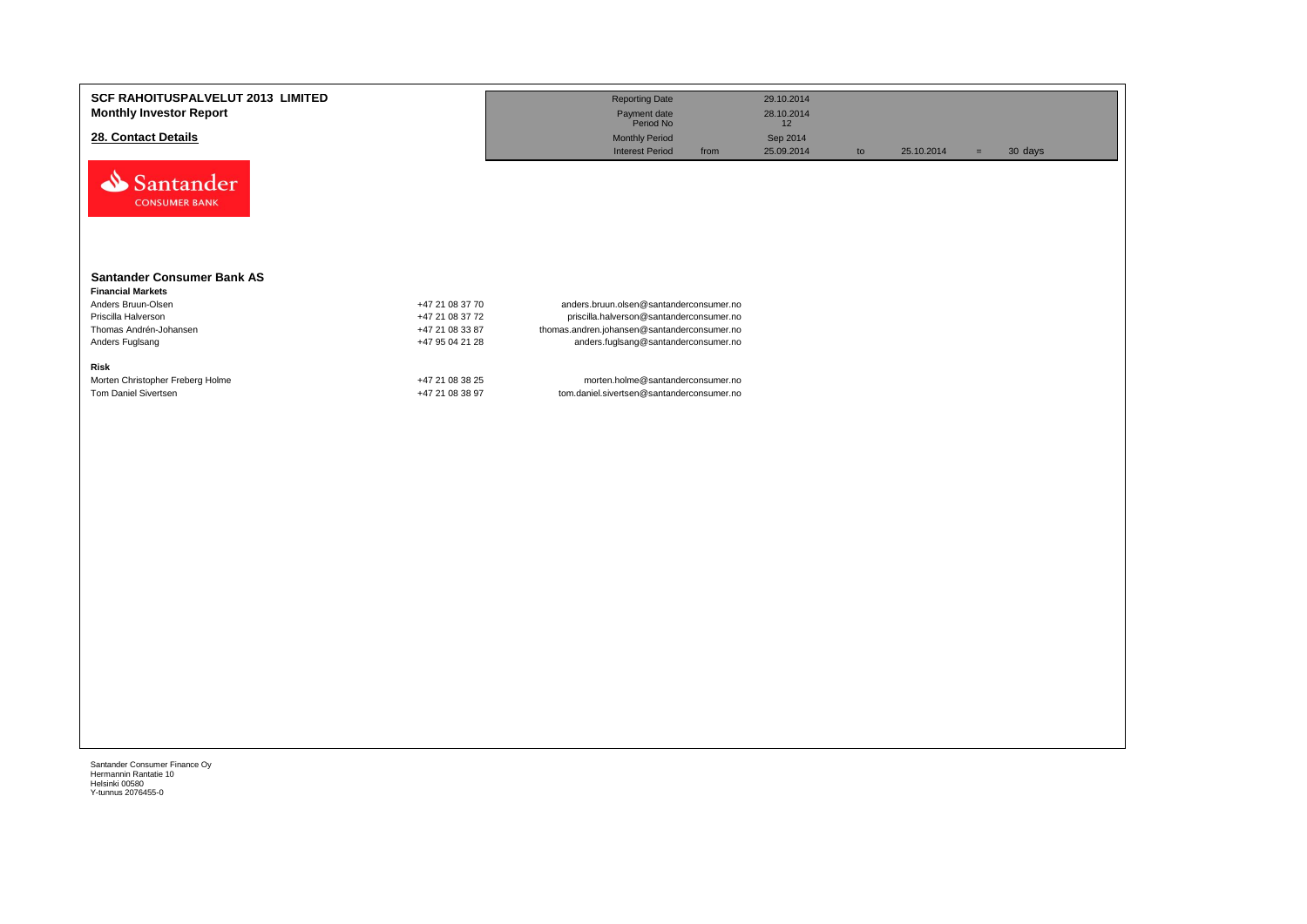**SCF RAHOITUSPALVELUT 2013 LIMITED**
**Monthly Investor Report**

## 28. Contact Details

| | | | | | | | |
|---|---|---|---|---|---|---|---|
| Reporting Date | | 29.10.2014 | | | | | |
| Payment date | | 28.10.2014 | | | | | |
| Period No | | 12 | | | | | |
| Monthly Period | | Sep 2014 | | | | | |
| Interest Period | from | 25.09.2014 | to | 25.10.2014 | = | 30 days | |

Santander
CONSUMER BANK

### Santander Consumer Bank AS

**Financial Markets**

| | | |
|---|---|---|
| Anders Bruun-Olsen | +47 21 08 37 70 | anders.bruun.olsen@santanderconsumer.no |
| Priscilla Halverson | +47 21 08 37 72 | priscilla.halverson@santanderconsumer.no |
| Thomas Andrén-Johansen | +47 21 08 33 87 | thomas.andren.johansen@santanderconsumer.no |
| Anders Fuglsang | +47 95 04 21 28 | anders.fuglsang@santanderconsumer.no |

**Risk**

| | | |
|---|---|---|
| Morten Christopher Freberg Holme | +47 21 08 38 25 | morten.holme@santanderconsumer.no |
| Tom Daniel Sivertsen | +47 21 08 38 97 | tom.daniel.sivertsen@santanderconsumer.no |

Santander Consumer Finance Oy
Hermannin Rantatie 10
Helsinki 00580
Y-tunnus 2076455-0